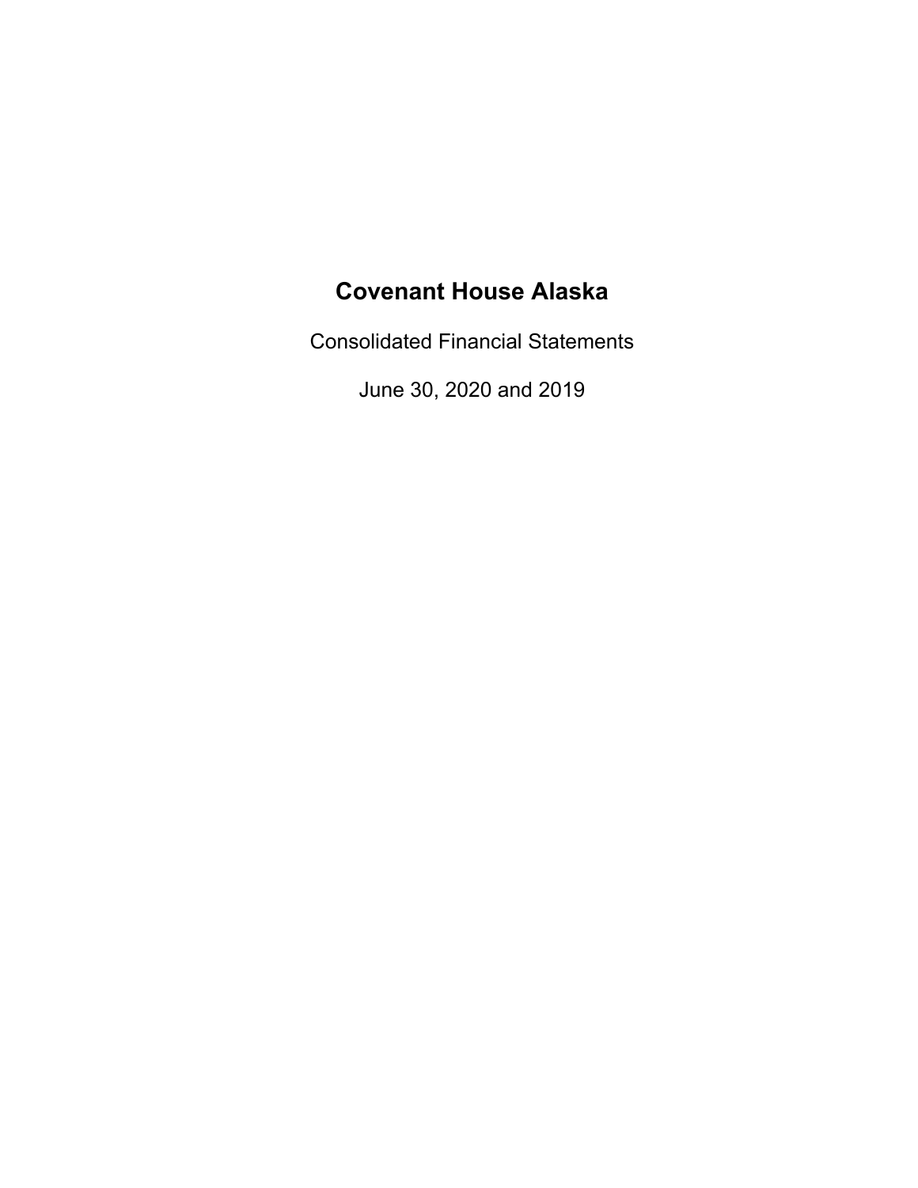# Covenant House Alaska

Consolidated Financial Statements

June 30, 2020 and 2019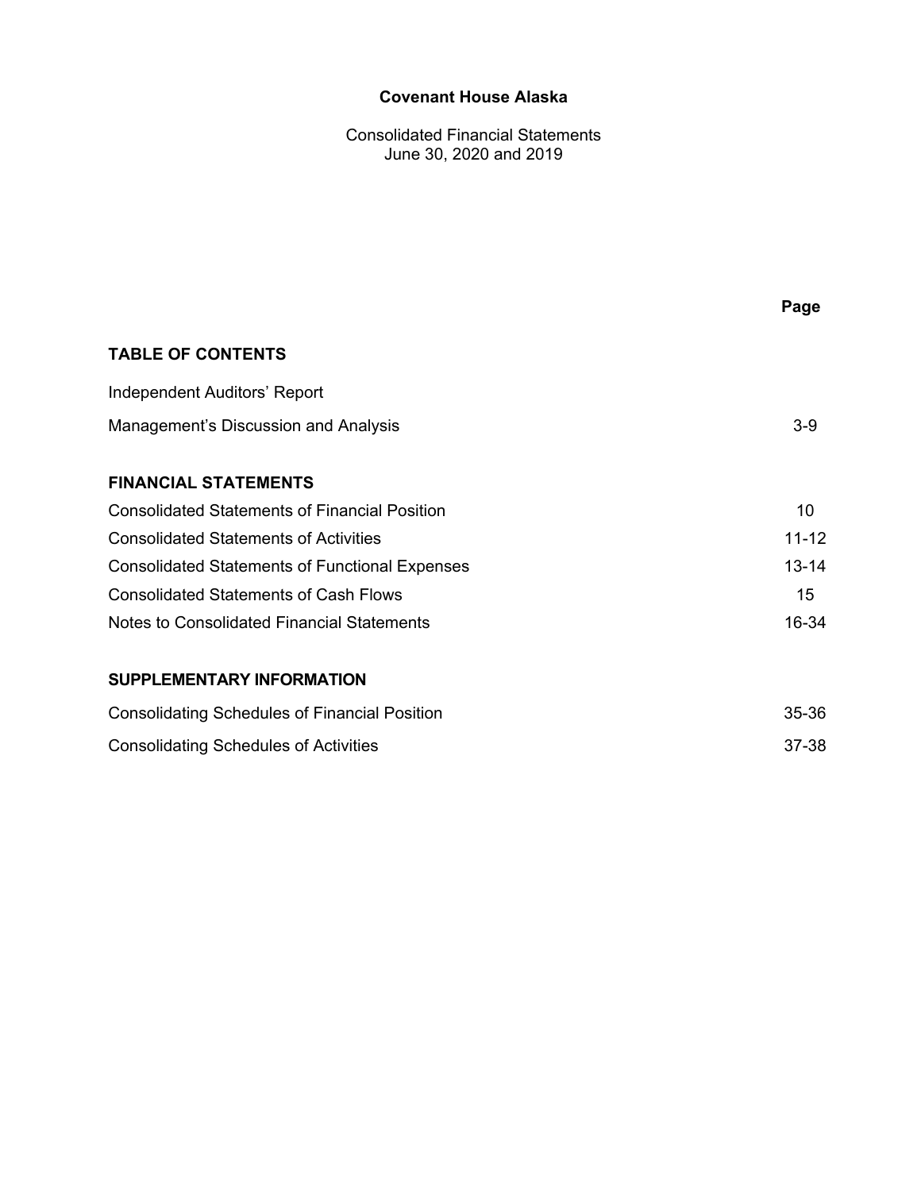# Covenant House Alaska

Consolidated Financial Statements
June 30, 2020 and 2019

| | Page |
|---|---|
| **TABLE OF CONTENTS** | |
| Independent Auditors' Report | |
| Management's Discussion and Analysis | 3-9 |
| **FINANCIAL STATEMENTS** | |
| Consolidated Statements of Financial Position | 10 |
| Consolidated Statements of Activities | 11-12 |
| Consolidated Statements of Functional Expenses | 13-14 |
| Consolidated Statements of Cash Flows | 15 |
| Notes to Consolidated Financial Statements | 16-34 |
| **SUPPLEMENTARY INFORMATION** | |
| Consolidating Schedules of Financial Position | 35-36 |
| Consolidating Schedules of Activities | 37-38 |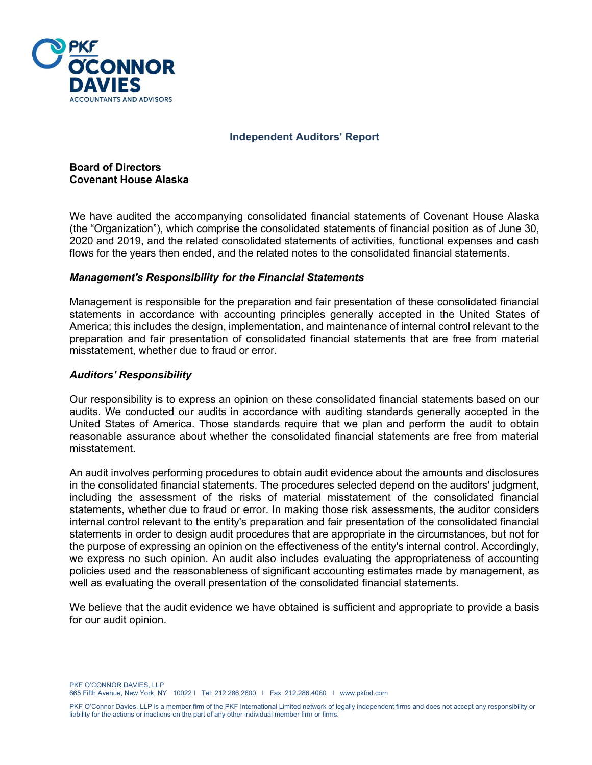## Independent Auditors' Report

**Board of Directors**
**Covenant House Alaska**

We have audited the accompanying consolidated financial statements of Covenant House Alaska (the "Organization"), which comprise the consolidated statements of financial position as of June 30, 2020 and 2019, and the related consolidated statements of activities, functional expenses and cash flows for the years then ended, and the related notes to the consolidated financial statements.

### *Management's Responsibility for the Financial Statements*

Management is responsible for the preparation and fair presentation of these consolidated financial statements in accordance with accounting principles generally accepted in the United States of America; this includes the design, implementation, and maintenance of internal control relevant to the preparation and fair presentation of consolidated financial statements that are free from material misstatement, whether due to fraud or error.

### *Auditors' Responsibility*

Our responsibility is to express an opinion on these consolidated financial statements based on our audits. We conducted our audits in accordance with auditing standards generally accepted in the United States of America. Those standards require that we plan and perform the audit to obtain reasonable assurance about whether the consolidated financial statements are free from material misstatement.

An audit involves performing procedures to obtain audit evidence about the amounts and disclosures in the consolidated financial statements. The procedures selected depend on the auditors' judgment, including the assessment of the risks of material misstatement of the consolidated financial statements, whether due to fraud or error. In making those risk assessments, the auditor considers internal control relevant to the entity's preparation and fair presentation of the consolidated financial statements in order to design audit procedures that are appropriate in the circumstances, but not for the purpose of expressing an opinion on the effectiveness of the entity's internal control. Accordingly, we express no such opinion. An audit also includes evaluating the appropriateness of accounting policies used and the reasonableness of significant accounting estimates made by management, as well as evaluating the overall presentation of the consolidated financial statements.

We believe that the audit evidence we have obtained is sufficient and appropriate to provide a basis for our audit opinion.

PKF O'CONNOR DAVIES, LLP
665 Fifth Avenue, New York, NY 10022 | Tel: 212.286.2600 | Fax: 212.286.4080 | www.pkfod.com

PKF O'Connor Davies, LLP is a member firm of the PKF International Limited network of legally independent firms and does not accept any responsibility or liability for the actions or inactions on the part of any other individual member firm or firms.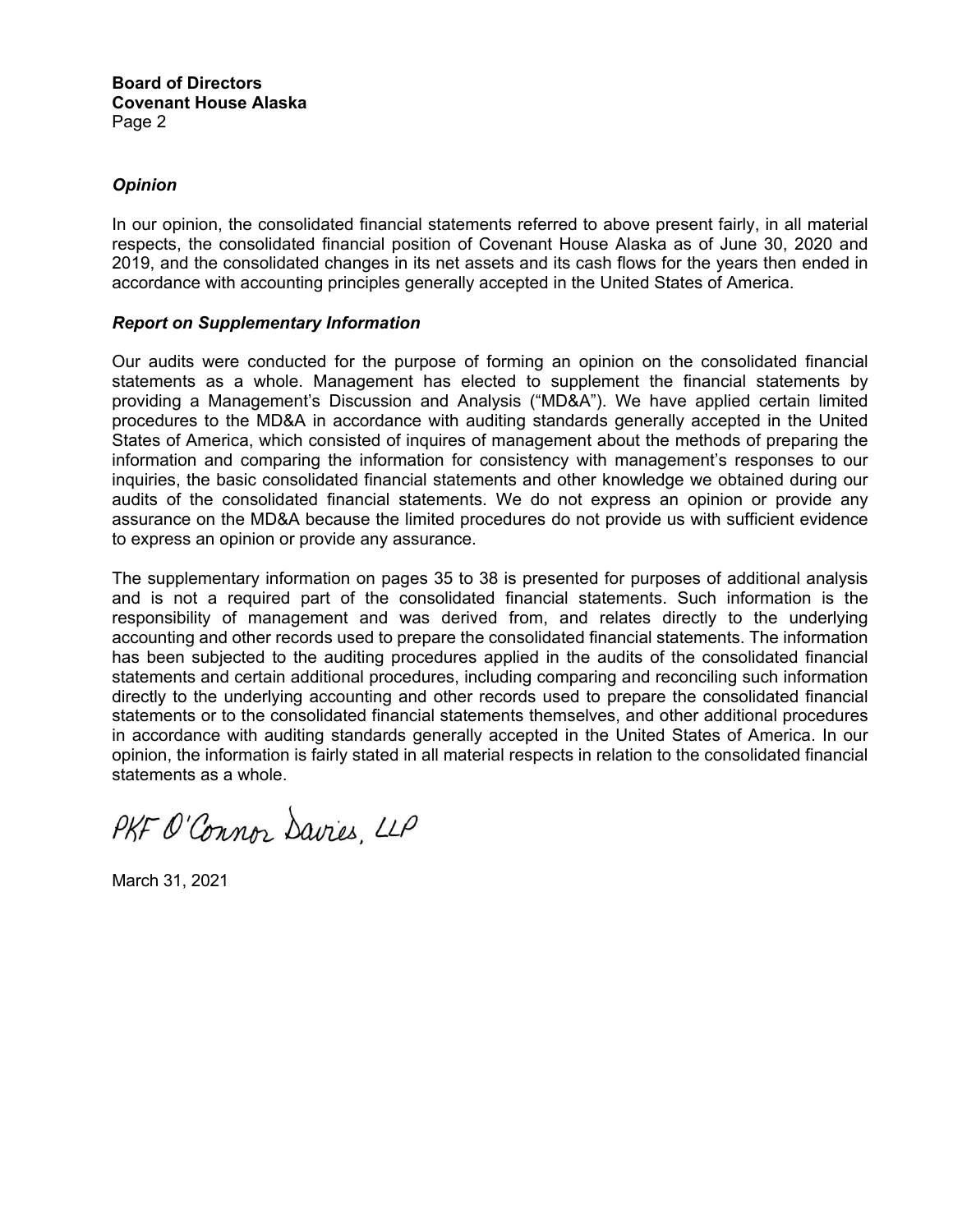**Board of Directors**
**Covenant House Alaska**
Page 2

### *Opinion*

In our opinion, the consolidated financial statements referred to above present fairly, in all material respects, the consolidated financial position of Covenant House Alaska as of June 30, 2020 and 2019, and the consolidated changes in its net assets and its cash flows for the years then ended in accordance with accounting principles generally accepted in the United States of America.

### *Report on Supplementary Information*

Our audits were conducted for the purpose of forming an opinion on the consolidated financial statements as a whole. Management has elected to supplement the financial statements by providing a Management's Discussion and Analysis ("MD&A"). We have applied certain limited procedures to the MD&A in accordance with auditing standards generally accepted in the United States of America, which consisted of inquires of management about the methods of preparing the information and comparing the information for consistency with management's responses to our inquiries, the basic consolidated financial statements and other knowledge we obtained during our audits of the consolidated financial statements. We do not express an opinion or provide any assurance on the MD&A because the limited procedures do not provide us with sufficient evidence to express an opinion or provide any assurance.

The supplementary information on pages 35 to 38 is presented for purposes of additional analysis and is not a required part of the consolidated financial statements. Such information is the responsibility of management and was derived from, and relates directly to the underlying accounting and other records used to prepare the consolidated financial statements. The information has been subjected to the auditing procedures applied in the audits of the consolidated financial statements and certain additional procedures, including comparing and reconciling such information directly to the underlying accounting and other records used to prepare the consolidated financial statements or to the consolidated financial statements themselves, and other additional procedures in accordance with auditing standards generally accepted in the United States of America. In our opinion, the information is fairly stated in all material respects in relation to the consolidated financial statements as a whole.

PKF O'Connor Davies, LLP

March 31, 2021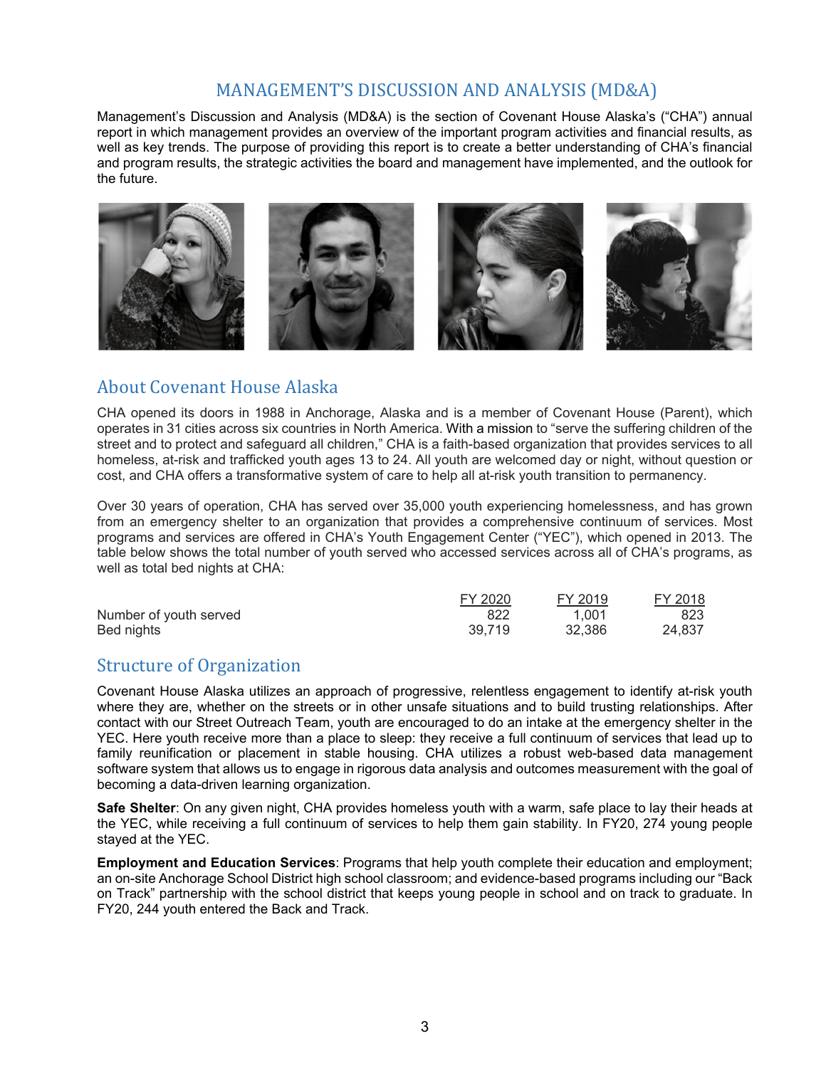# MANAGEMENT'S DISCUSSION AND ANALYSIS (MD&A)

Management's Discussion and Analysis (MD&A) is the section of Covenant House Alaska's ("CHA") annual report in which management provides an overview of the important program activities and financial results, as well as key trends. The purpose of providing this report is to create a better understanding of CHA's financial and program results, the strategic activities the board and management have implemented, and the outlook for the future.

## About Covenant House Alaska

CHA opened its doors in 1988 in Anchorage, Alaska and is a member of Covenant House (Parent), which operates in 31 cities across six countries in North America. With a mission to "serve the suffering children of the street and to protect and safeguard all children," CHA is a faith-based organization that provides services to all homeless, at-risk and trafficked youth ages 13 to 24. All youth are welcomed day or night, without question or cost, and CHA offers a transformative system of care to help all at-risk youth transition to permanency.

Over 30 years of operation, CHA has served over 35,000 youth experiencing homelessness, and has grown from an emergency shelter to an organization that provides a comprehensive continuum of services. Most programs and services are offered in CHA's Youth Engagement Center ("YEC"), which opened in 2013. The table below shows the total number of youth served who accessed services across all of CHA's programs, as well as total bed nights at CHA:

| | FY 2020 | FY 2019 | FY 2018 |
|---|---|---|---|
| Number of youth served | 822 | 1,001 | 823 |
| Bed nights | 39,719 | 32,386 | 24,837 |

## Structure of Organization

Covenant House Alaska utilizes an approach of progressive, relentless engagement to identify at-risk youth where they are, whether on the streets or in other unsafe situations and to build trusting relationships. After contact with our Street Outreach Team, youth are encouraged to do an intake at the emergency shelter in the YEC. Here youth receive more than a place to sleep: they receive a full continuum of services that lead up to family reunification or placement in stable housing. CHA utilizes a robust web-based data management software system that allows us to engage in rigorous data analysis and outcomes measurement with the goal of becoming a data-driven learning organization.

**Safe Shelter**: On any given night, CHA provides homeless youth with a warm, safe place to lay their heads at the YEC, while receiving a full continuum of services to help them gain stability. In FY20, 274 young people stayed at the YEC.

**Employment and Education Services**: Programs that help youth complete their education and employment; an on-site Anchorage School District high school classroom; and evidence-based programs including our "Back on Track" partnership with the school district that keeps young people in school and on track to graduate. In FY20, 244 youth entered the Back and Track.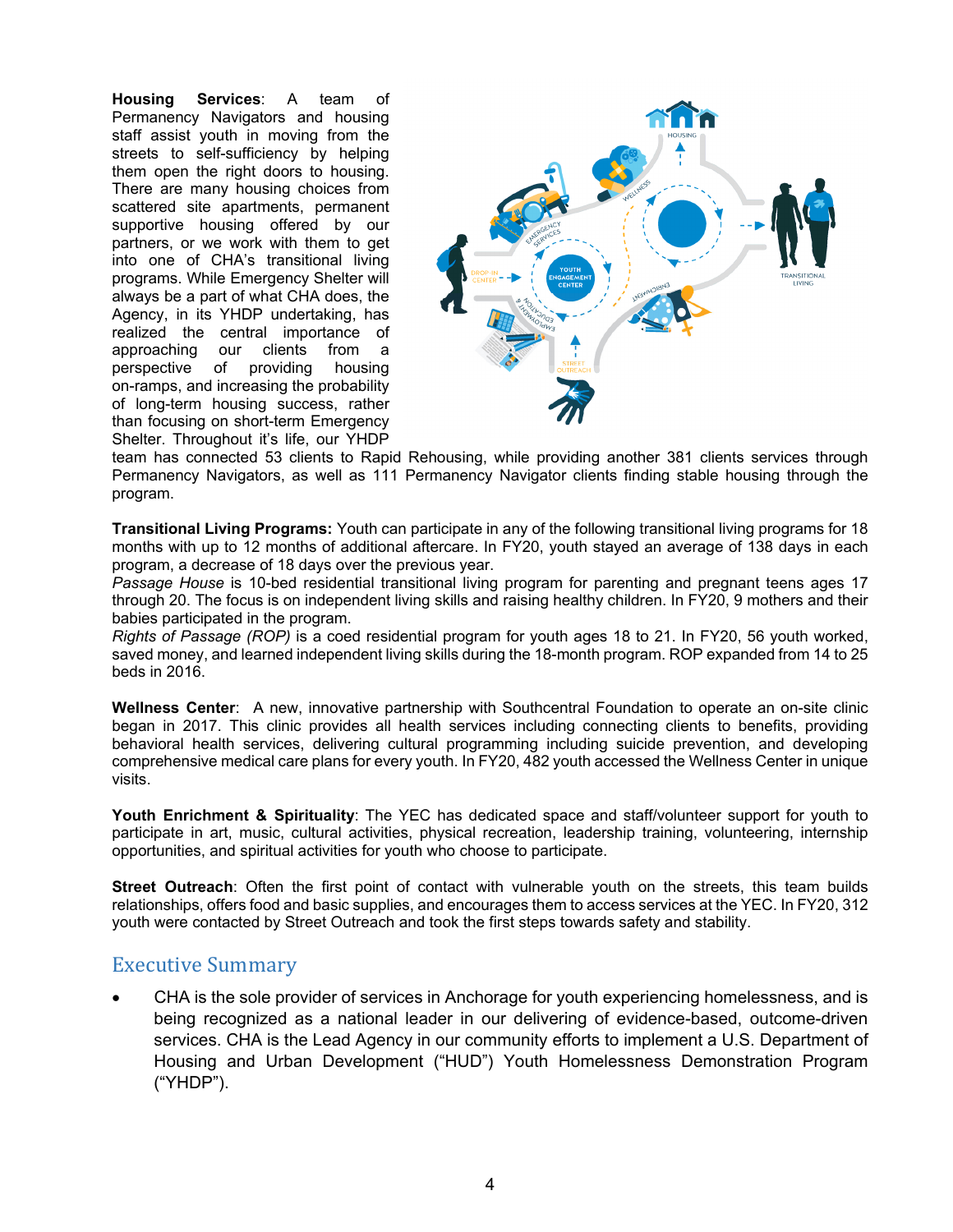**Housing Services**: A team of Permanency Navigators and housing staff assist youth in moving from the streets to self-sufficiency by helping them open the right doors to housing. There are many housing choices from scattered site apartments, permanent supportive housing offered by our partners, or we work with them to get into one of CHA's transitional living programs. While Emergency Shelter will always be a part of what CHA does, the Agency, in its YHDP undertaking, has realized the central importance of approaching our clients from a perspective of providing housing on-ramps, and increasing the probability of long-term housing success, rather than focusing on short-term Emergency Shelter. Throughout it's life, our YHDP team has connected 53 clients to Rapid Rehousing, while providing another 381 clients services through Permanency Navigators, as well as 111 Permanency Navigator clients finding stable housing through the program.

**Transitional Living Programs:** Youth can participate in any of the following transitional living programs for 18 months with up to 12 months of additional aftercare. In FY20, youth stayed an average of 138 days in each program, a decrease of 18 days over the previous year.

*Passage House* is 10-bed residential transitional living program for parenting and pregnant teens ages 17 through 20. The focus is on independent living skills and raising healthy children. In FY20, 9 mothers and their babies participated in the program.

*Rights of Passage (ROP)* is a coed residential program for youth ages 18 to 21. In FY20, 56 youth worked, saved money, and learned independent living skills during the 18-month program. ROP expanded from 14 to 25 beds in 2016.

**Wellness Center**: A new, innovative partnership with Southcentral Foundation to operate an on-site clinic began in 2017. This clinic provides all health services including connecting clients to benefits, providing behavioral health services, delivering cultural programming including suicide prevention, and developing comprehensive medical care plans for every youth. In FY20, 482 youth accessed the Wellness Center in unique visits.

**Youth Enrichment & Spirituality**: The YEC has dedicated space and staff/volunteer support for youth to participate in art, music, cultural activities, physical recreation, leadership training, volunteering, internship opportunities, and spiritual activities for youth who choose to participate.

**Street Outreach**: Often the first point of contact with vulnerable youth on the streets, this team builds relationships, offers food and basic supplies, and encourages them to access services at the YEC. In FY20, 312 youth were contacted by Street Outreach and took the first steps towards safety and stability.

## Executive Summary

- CHA is the sole provider of services in Anchorage for youth experiencing homelessness, and is being recognized as a national leader in our delivering of evidence-based, outcome-driven services. CHA is the Lead Agency in our community efforts to implement a U.S. Department of Housing and Urban Development ("HUD") Youth Homelessness Demonstration Program ("YHDP").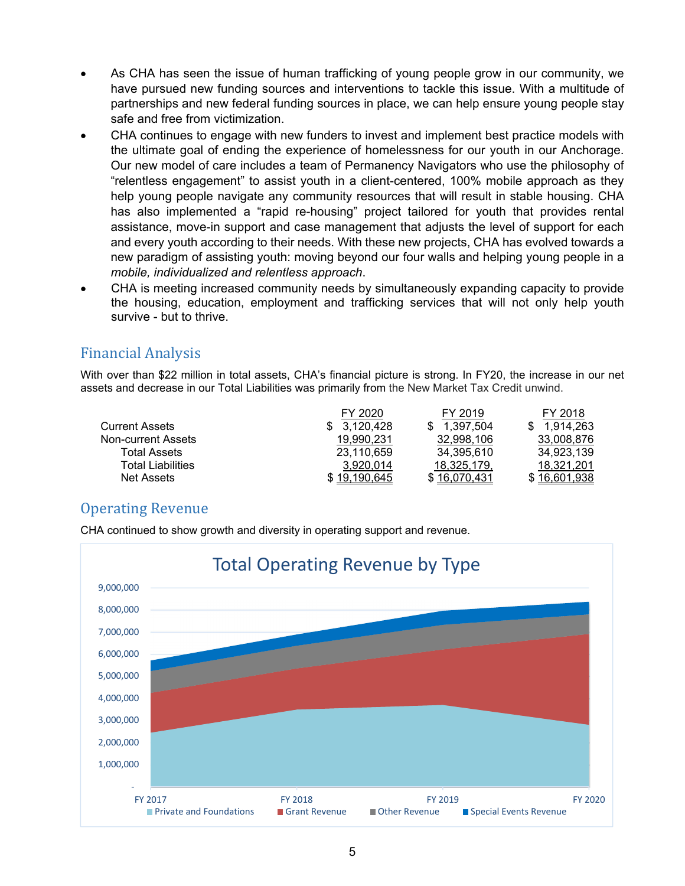- As CHA has seen the issue of human trafficking of young people grow in our community, we have pursued new funding sources and interventions to tackle this issue. With a multitude of partnerships and new federal funding sources in place, we can help ensure young people stay safe and free from victimization.
- CHA continues to engage with new funders to invest and implement best practice models with the ultimate goal of ending the experience of homelessness for our youth in our Anchorage. Our new model of care includes a team of Permanency Navigators who use the philosophy of "relentless engagement" to assist youth in a client-centered, 100% mobile approach as they help young people navigate any community resources that will result in stable housing. CHA has also implemented a "rapid re-housing" project tailored for youth that provides rental assistance, move-in support and case management that adjusts the level of support for each and every youth according to their needs. With these new projects, CHA has evolved towards a new paradigm of assisting youth: moving beyond our four walls and helping young people in a *mobile, individualized and relentless approach*.
- CHA is meeting increased community needs by simultaneously expanding capacity to provide the housing, education, employment and trafficking services that will not only help youth survive - but to thrive.

## Financial Analysis

With over than $22 million in total assets, CHA's financial picture is strong. In FY20, the increase in our net assets and decrease in our Total Liabilities was primarily from the New Market Tax Credit unwind.

| | FY 2020 | FY 2019 | FY 2018 |
|---|---|---|---|
| Current Assets | $ 3,120,428 | $ 1,397,504 | $ 1,914,263 |
| Non-current Assets | 19,990,231 | 32,998,106 | 33,008,876 |
| Total Assets | 23,110,659 | 34,395,610 | 34,923,139 |
| Total Liabilities | 3,920,014 | 18,325,179, | 18,321,201 |
| Net Assets | $ 19,190,645 | $ 16,070,431 | $ 16,601,938 |

## Operating Revenue

CHA continued to show growth and diversity in operating support and revenue.

Total Operating Revenue by Type

(Area chart, FY 2017 – FY 2020; y-axis 0 to 9,000,000; series: Private and Foundations, Grant Revenue, Other Revenue, Special Events Revenue)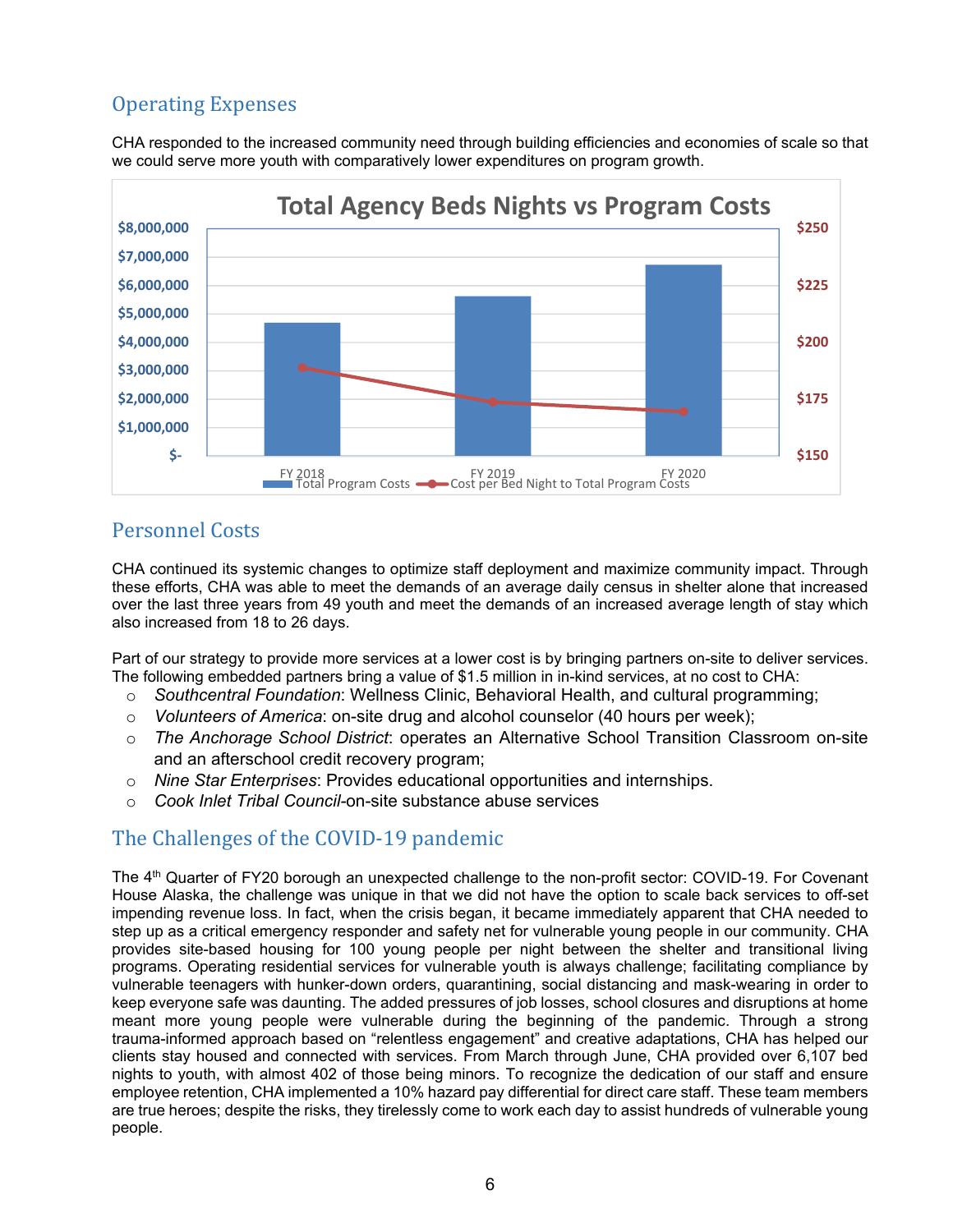## Operating Expenses

CHA responded to the increased community need through building efficiencies and economies of scale so that we could serve more youth with comparatively lower expenditures on program growth.

## Personnel Costs

CHA continued its systemic changes to optimize staff deployment and maximize community impact. Through these efforts, CHA was able to meet the demands of an average daily census in shelter alone that increased over the last three years from 49 youth and meet the demands of an increased average length of stay which also increased from 18 to 26 days.

Part of our strategy to provide more services at a lower cost is by bringing partners on-site to deliver services. The following embedded partners bring a value of $1.5 million in in-kind services, at no cost to CHA:

- *Southcentral Foundation*: Wellness Clinic, Behavioral Health, and cultural programming;
- *Volunteers of America*: on-site drug and alcohol counselor (40 hours per week);
- *The Anchorage School District*: operates an Alternative School Transition Classroom on-site and an afterschool credit recovery program;
- *Nine Star Enterprises*: Provides educational opportunities and internships.
- *Cook Inlet Tribal Council*-on-site substance abuse services

## The Challenges of the COVID-19 pandemic

The 4th Quarter of FY20 borough an unexpected challenge to the non-profit sector: COVID-19. For Covenant House Alaska, the challenge was unique in that we did not have the option to scale back services to off-set impending revenue loss. In fact, when the crisis began, it became immediately apparent that CHA needed to step up as a critical emergency responder and safety net for vulnerable young people in our community. CHA provides site-based housing for 100 young people per night between the shelter and transitional living programs. Operating residential services for vulnerable youth is always challenge; facilitating compliance by vulnerable teenagers with hunker-down orders, quarantining, social distancing and mask-wearing in order to keep everyone safe was daunting. The added pressures of job losses, school closures and disruptions at home meant more young people were vulnerable during the beginning of the pandemic. Through a strong trauma-informed approach based on "relentless engagement" and creative adaptations, CHA has helped our clients stay housed and connected with services. From March through June, CHA provided over 6,107 bed nights to youth, with almost 402 of those being minors. To recognize the dedication of our staff and ensure employee retention, CHA implemented a 10% hazard pay differential for direct care staff. These team members are true heroes; despite the risks, they tirelessly come to work each day to assist hundreds of vulnerable young people.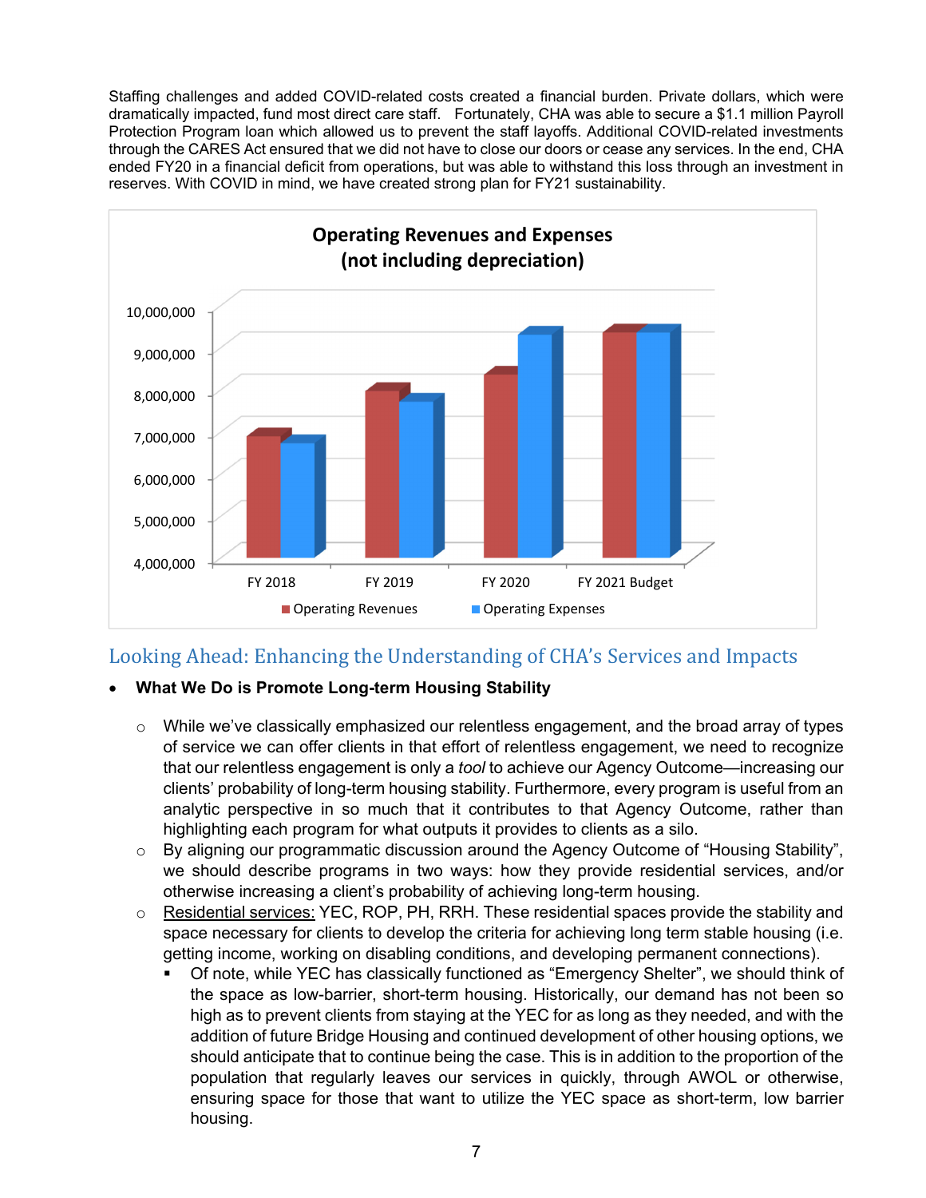Staffing challenges and added COVID-related costs created a financial burden. Private dollars, which were dramatically impacted, fund most direct care staff. Fortunately, CHA was able to secure a $1.1 million Payroll Protection Program loan which allowed us to prevent the staff layoffs. Additional COVID-related investments through the CARES Act ensured that we did not have to close our doors or cease any services. In the end, CHA ended FY20 in a financial deficit from operations, but was able to withstand this loss through an investment in reserves. With COVID in mind, we have created strong plan for FY21 sustainability.

**Operating Revenues and Expenses (not including depreciation)**

## Looking Ahead: Enhancing the Understanding of CHA's Services and Impacts

- **What We Do is Promote Long-term Housing Stability**
  - While we've classically emphasized our relentless engagement, and the broad array of types of service we can offer clients in that effort of relentless engagement, we need to recognize that our relentless engagement is only a *tool* to achieve our Agency Outcome—increasing our clients' probability of long-term housing stability. Furthermore, every program is useful from an analytic perspective in so much that it contributes to that Agency Outcome, rather than highlighting each program for what outputs it provides to clients as a silo.
  - By aligning our programmatic discussion around the Agency Outcome of "Housing Stability", we should describe programs in two ways: how they provide residential services, and/or otherwise increasing a client's probability of achieving long-term housing.
  - Residential services: YEC, ROP, PH, RRH. These residential spaces provide the stability and space necessary for clients to develop the criteria for achieving long term stable housing (i.e. getting income, working on disabling conditions, and developing permanent connections).
    - Of note, while YEC has classically functioned as "Emergency Shelter", we should think of the space as low-barrier, short-term housing. Historically, our demand has not been so high as to prevent clients from staying at the YEC for as long as they needed, and with the addition of future Bridge Housing and continued development of other housing options, we should anticipate that to continue being the case. This is in addition to the proportion of the population that regularly leaves our services in quickly, through AWOL or otherwise, ensuring space for those that want to utilize the YEC space as short-term, low barrier housing.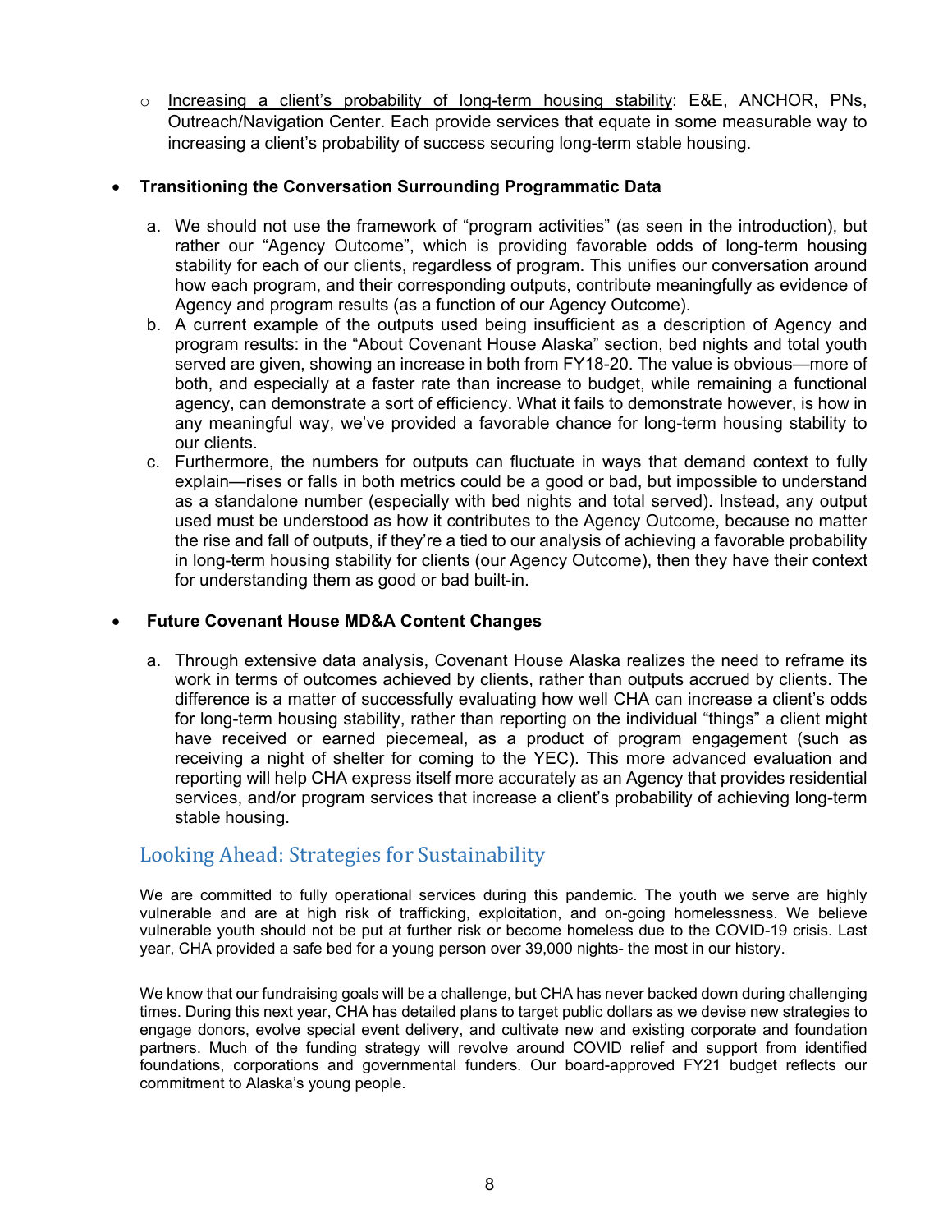- <u>Increasing a client's probability of long-term housing stability</u>: E&E, ANCHOR, PNs, Outreach/Navigation Center. Each provide services that equate in some measurable way to increasing a client's probability of success securing long-term stable housing.

- **Transitioning the Conversation Surrounding Programmatic Data**

  a. We should not use the framework of "program activities" (as seen in the introduction), but rather our "Agency Outcome", which is providing favorable odds of long-term housing stability for each of our clients, regardless of program. This unifies our conversation around how each program, and their corresponding outputs, contribute meaningfully as evidence of Agency and program results (as a function of our Agency Outcome).
  b. A current example of the outputs used being insufficient as a description of Agency and program results: in the "About Covenant House Alaska" section, bed nights and total youth served are given, showing an increase in both from FY18-20. The value is obvious—more of both, and especially at a faster rate than increase to budget, while remaining a functional agency, can demonstrate a sort of efficiency. What it fails to demonstrate however, is how in any meaningful way, we've provided a favorable chance for long-term housing stability to our clients.
  c. Furthermore, the numbers for outputs can fluctuate in ways that demand context to fully explain—rises or falls in both metrics could be a good or bad, but impossible to understand as a standalone number (especially with bed nights and total served). Instead, any output used must be understood as how it contributes to the Agency Outcome, because no matter the rise and fall of outputs, if they're a tied to our analysis of achieving a favorable probability in long-term housing stability for clients (our Agency Outcome), then they have their context for understanding them as good or bad built-in.

- **Future Covenant House MD&A Content Changes**

  a. Through extensive data analysis, Covenant House Alaska realizes the need to reframe its work in terms of outcomes achieved by clients, rather than outputs accrued by clients. The difference is a matter of successfully evaluating how well CHA can increase a client's odds for long-term housing stability, rather than reporting on the individual "things" a client might have received or earned piecemeal, as a product of program engagement (such as receiving a night of shelter for coming to the YEC). This more advanced evaluation and reporting will help CHA express itself more accurately as an Agency that provides residential services, and/or program services that increase a client's probability of achieving long-term stable housing.

## Looking Ahead: Strategies for Sustainability

We are committed to fully operational services during this pandemic. The youth we serve are highly vulnerable and are at high risk of trafficking, exploitation, and on-going homelessness. We believe vulnerable youth should not be put at further risk or become homeless due to the COVID-19 crisis. Last year, CHA provided a safe bed for a young person over 39,000 nights- the most in our history.

We know that our fundraising goals will be a challenge, but CHA has never backed down during challenging times. During this next year, CHA has detailed plans to target public dollars as we devise new strategies to engage donors, evolve special event delivery, and cultivate new and existing corporate and foundation partners. Much of the funding strategy will revolve around COVID relief and support from identified foundations, corporations and governmental funders. Our board-approved FY21 budget reflects our commitment to Alaska's young people.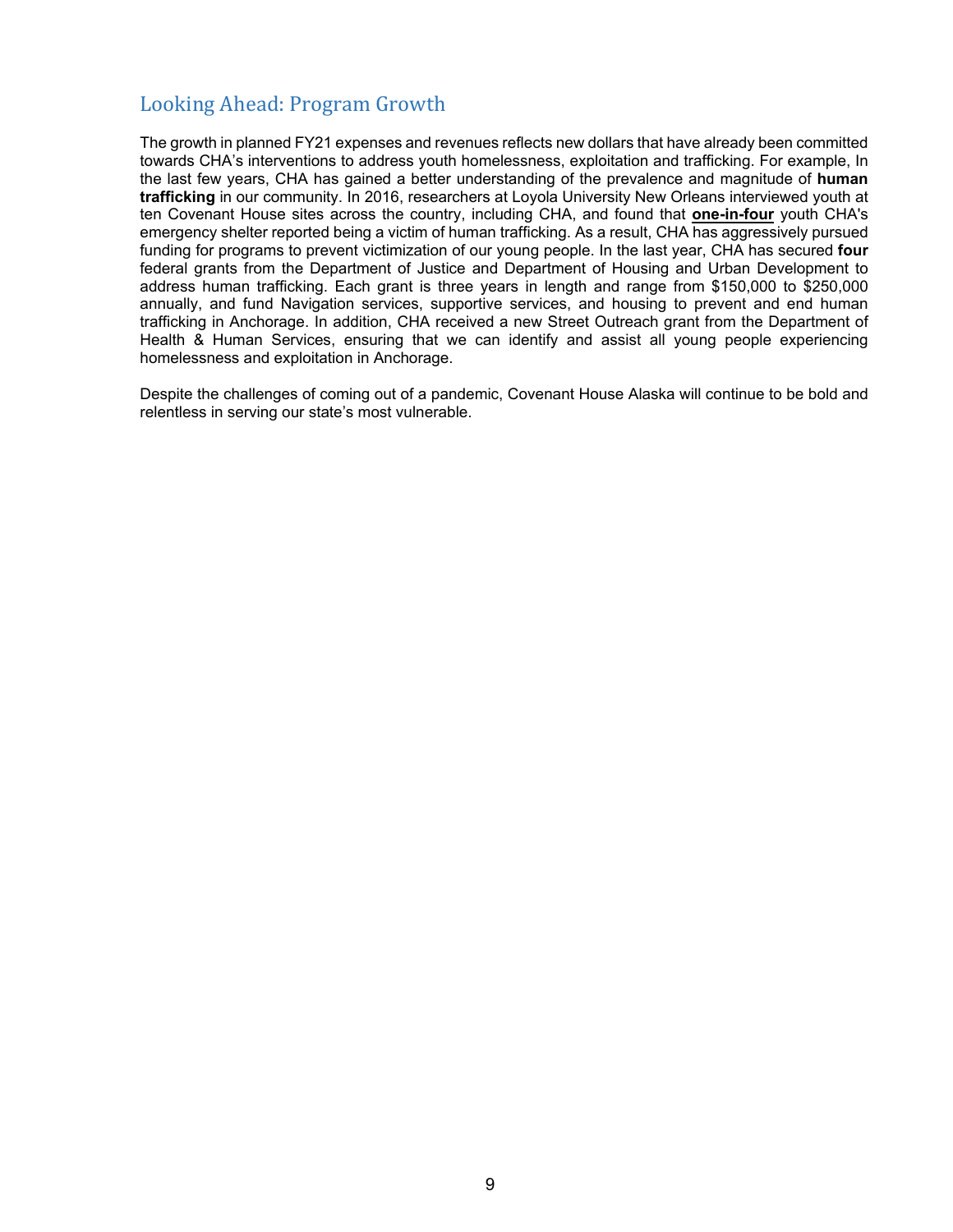## Looking Ahead: Program Growth

The growth in planned FY21 expenses and revenues reflects new dollars that have already been committed towards CHA's interventions to address youth homelessness, exploitation and trafficking. For example, In the last few years, CHA has gained a better understanding of the prevalence and magnitude of **human trafficking** in our community. In 2016, researchers at Loyola University New Orleans interviewed youth at ten Covenant House sites across the country, including CHA, and found that **one-in-four** youth CHA's emergency shelter reported being a victim of human trafficking. As a result, CHA has aggressively pursued funding for programs to prevent victimization of our young people. In the last year, CHA has secured **four** federal grants from the Department of Justice and Department of Housing and Urban Development to address human trafficking. Each grant is three years in length and range from $150,000 to $250,000 annually, and fund Navigation services, supportive services, and housing to prevent and end human trafficking in Anchorage. In addition, CHA received a new Street Outreach grant from the Department of Health & Human Services, ensuring that we can identify and assist all young people experiencing homelessness and exploitation in Anchorage.

Despite the challenges of coming out of a pandemic, Covenant House Alaska will continue to be bold and relentless in serving our state's most vulnerable.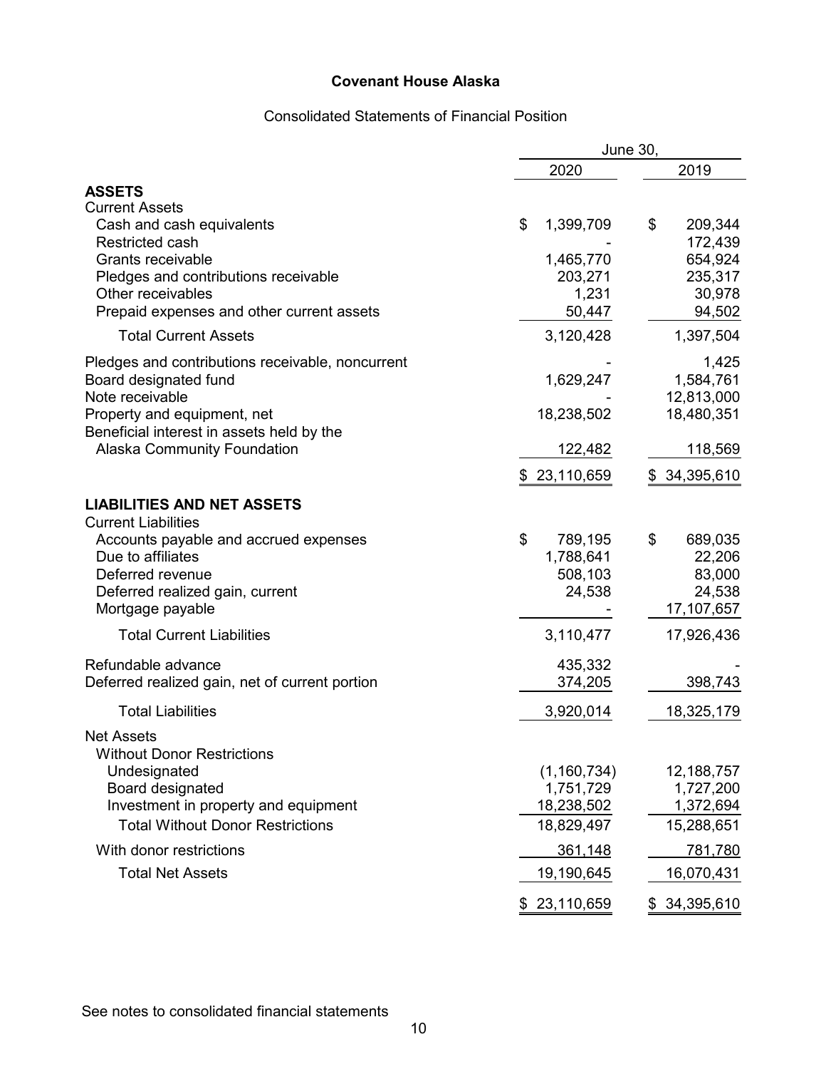# Covenant House Alaska

## Consolidated Statements of Financial Position

| | June 30, 2020 | June 30, 2019 |
|---|---|---|
| **ASSETS** | | |
| Current Assets | | |
| Cash and cash equivalents | $ 1,399,709 | $ 209,344 |
| Restricted cash | - | 172,439 |
| Grants receivable | 1,465,770 | 654,924 |
| Pledges and contributions receivable | 203,271 | 235,317 |
| Other receivables | 1,231 | 30,978 |
| Prepaid expenses and other current assets | 50,447 | 94,502 |
| Total Current Assets | 3,120,428 | 1,397,504 |
| Pledges and contributions receivable, noncurrent | - | 1,425 |
| Board designated fund | 1,629,247 | 1,584,761 |
| Note receivable | - | 12,813,000 |
| Property and equipment, net | 18,238,502 | 18,480,351 |
| Beneficial interest in assets held by the Alaska Community Foundation | 122,482 | 118,569 |
| | $ 23,110,659 | $ 34,395,610 |
| **LIABILITIES AND NET ASSETS** | | |
| Current Liabilities | | |
| Accounts payable and accrued expenses | $ 789,195 | $ 689,035 |
| Due to affiliates | 1,788,641 | 22,206 |
| Deferred revenue | 508,103 | 83,000 |
| Deferred realized gain, current | 24,538 | 24,538 |
| Mortgage payable | - | 17,107,657 |
| Total Current Liabilities | 3,110,477 | 17,926,436 |
| Refundable advance | 435,332 | - |
| Deferred realized gain, net of current portion | 374,205 | 398,743 |
| Total Liabilities | 3,920,014 | 18,325,179 |
| Net Assets | | |
| Without Donor Restrictions | | |
| Undesignated | (1,160,734) | 12,188,757 |
| Board designated | 1,751,729 | 1,727,200 |
| Investment in property and equipment | 18,238,502 | 1,372,694 |
| Total Without Donor Restrictions | 18,829,497 | 15,288,651 |
| With donor restrictions | 361,148 | 781,780 |
| Total Net Assets | 19,190,645 | 16,070,431 |
| | $ 23,110,659 | $ 34,395,610 |

See notes to consolidated financial statements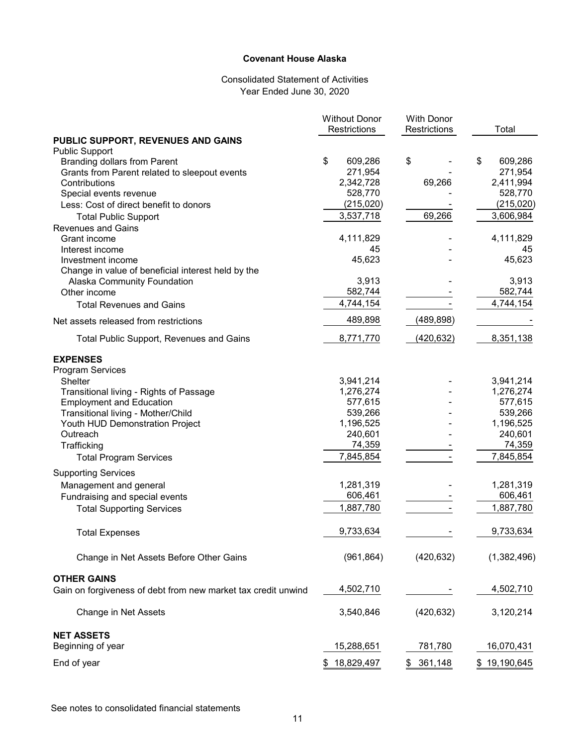**Covenant House Alaska**

Consolidated Statement of Activities
Year Ended June 30, 2020

| | Without Donor Restrictions | With Donor Restrictions | Total |
|---|---|---|---|
| **PUBLIC SUPPORT, REVENUES AND GAINS** | | | |
| Public Support | | | |
| Branding dollars from Parent | $ 609,286 | $ - | $ 609,286 |
| Grants from Parent related to sleepout events | 271,954 | - | 271,954 |
| Contributions | 2,342,728 | 69,266 | 2,411,994 |
| Special events revenue | 528,770 | - | 528,770 |
| Less: Cost of direct benefit to donors | (215,020) | - | (215,020) |
| Total Public Support | 3,537,718 | 69,266 | 3,606,984 |
| Revenues and Gains | | | |
| Grant income | 4,111,829 | - | 4,111,829 |
| Interest income | 45 | - | 45 |
| Investment income | 45,623 | - | 45,623 |
| Change in value of beneficial interest held by the Alaska Community Foundation | 3,913 | - | 3,913 |
| Other income | 582,744 | - | 582,744 |
| Total Revenues and Gains | 4,744,154 | - | 4,744,154 |
| Net assets released from restrictions | 489,898 | (489,898) | - |
| Total Public Support, Revenues and Gains | 8,771,770 | (420,632) | 8,351,138 |
| **EXPENSES** | | | |
| Program Services | | | |
| Shelter | 3,941,214 | - | 3,941,214 |
| Transitional living - Rights of Passage | 1,276,274 | - | 1,276,274 |
| Employment and Education | 577,615 | - | 577,615 |
| Transitional living - Mother/Child | 539,266 | - | 539,266 |
| Youth HUD Demonstration Project | 1,196,525 | - | 1,196,525 |
| Outreach | 240,601 | - | 240,601 |
| Trafficking | 74,359 | - | 74,359 |
| Total Program Services | 7,845,854 | - | 7,845,854 |
| Supporting Services | | | |
| Management and general | 1,281,319 | - | 1,281,319 |
| Fundraising and special events | 606,461 | - | 606,461 |
| Total Supporting Services | 1,887,780 | - | 1,887,780 |
| Total Expenses | 9,733,634 | - | 9,733,634 |
| Change in Net Assets Before Other Gains | (961,864) | (420,632) | (1,382,496) |
| **OTHER GAINS** | | | |
| Gain on forgiveness of debt from new market tax credit unwind | 4,502,710 | - | 4,502,710 |
| Change in Net Assets | 3,540,846 | (420,632) | 3,120,214 |
| **NET ASSETS** | | | |
| Beginning of year | 15,288,651 | 781,780 | 16,070,431 |
| End of year | $ 18,829,497 | $ 361,148 | $ 19,190,645 |

See notes to consolidated financial statements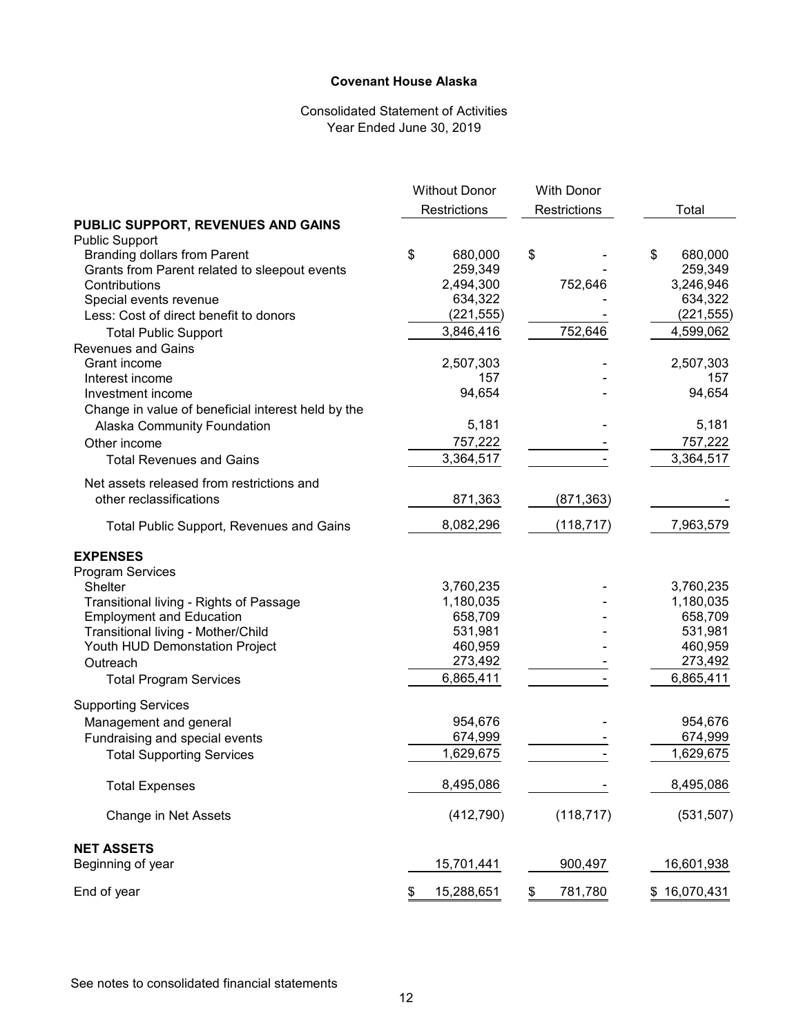# Covenant House Alaska

Consolidated Statement of Activities
Year Ended June 30, 2019

| | Without Donor Restrictions | With Donor Restrictions | Total |
|---|---|---|---|
| **PUBLIC SUPPORT, REVENUES AND GAINS** | | | |
| Public Support | | | |
| Branding dollars from Parent | $ 680,000 | $ - | $ 680,000 |
| Grants from Parent related to sleepout events | 259,349 | - | 259,349 |
| Contributions | 2,494,300 | 752,646 | 3,246,946 |
| Special events revenue | 634,322 | - | 634,322 |
| Less: Cost of direct benefit to donors | (221,555) | - | (221,555) |
| Total Public Support | 3,846,416 | 752,646 | 4,599,062 |
| Revenues and Gains | | | |
| Grant income | 2,507,303 | - | 2,507,303 |
| Interest income | 157 | - | 157 |
| Investment income | 94,654 | - | 94,654 |
| Change in value of beneficial interest held by the Alaska Community Foundation | 5,181 | - | 5,181 |
| Other income | 757,222 | - | 757,222 |
| Total Revenues and Gains | 3,364,517 | - | 3,364,517 |
| Net assets released from restrictions and other reclassifications | 871,363 | (871,363) | - |
| Total Public Support, Revenues and Gains | 8,082,296 | (118,717) | 7,963,579 |
| **EXPENSES** | | | |
| Program Services | | | |
| Shelter | 3,760,235 | - | 3,760,235 |
| Transitional living - Rights of Passage | 1,180,035 | - | 1,180,035 |
| Employment and Education | 658,709 | - | 658,709 |
| Transitional living - Mother/Child | 531,981 | - | 531,981 |
| Youth HUD Demonstation Project | 460,959 | - | 460,959 |
| Outreach | 273,492 | - | 273,492 |
| Total Program Services | 6,865,411 | - | 6,865,411 |
| Supporting Services | | | |
| Management and general | 954,676 | - | 954,676 |
| Fundraising and special events | 674,999 | - | 674,999 |
| Total Supporting Services | 1,629,675 | - | 1,629,675 |
| Total Expenses | 8,495,086 | - | 8,495,086 |
| Change in Net Assets | (412,790) | (118,717) | (531,507) |
| **NET ASSETS** | | | |
| Beginning of year | 15,701,441 | 900,497 | 16,601,938 |
| End of year | $ 15,288,651 | $ 781,780 | $ 16,070,431 |

See notes to consolidated financial statements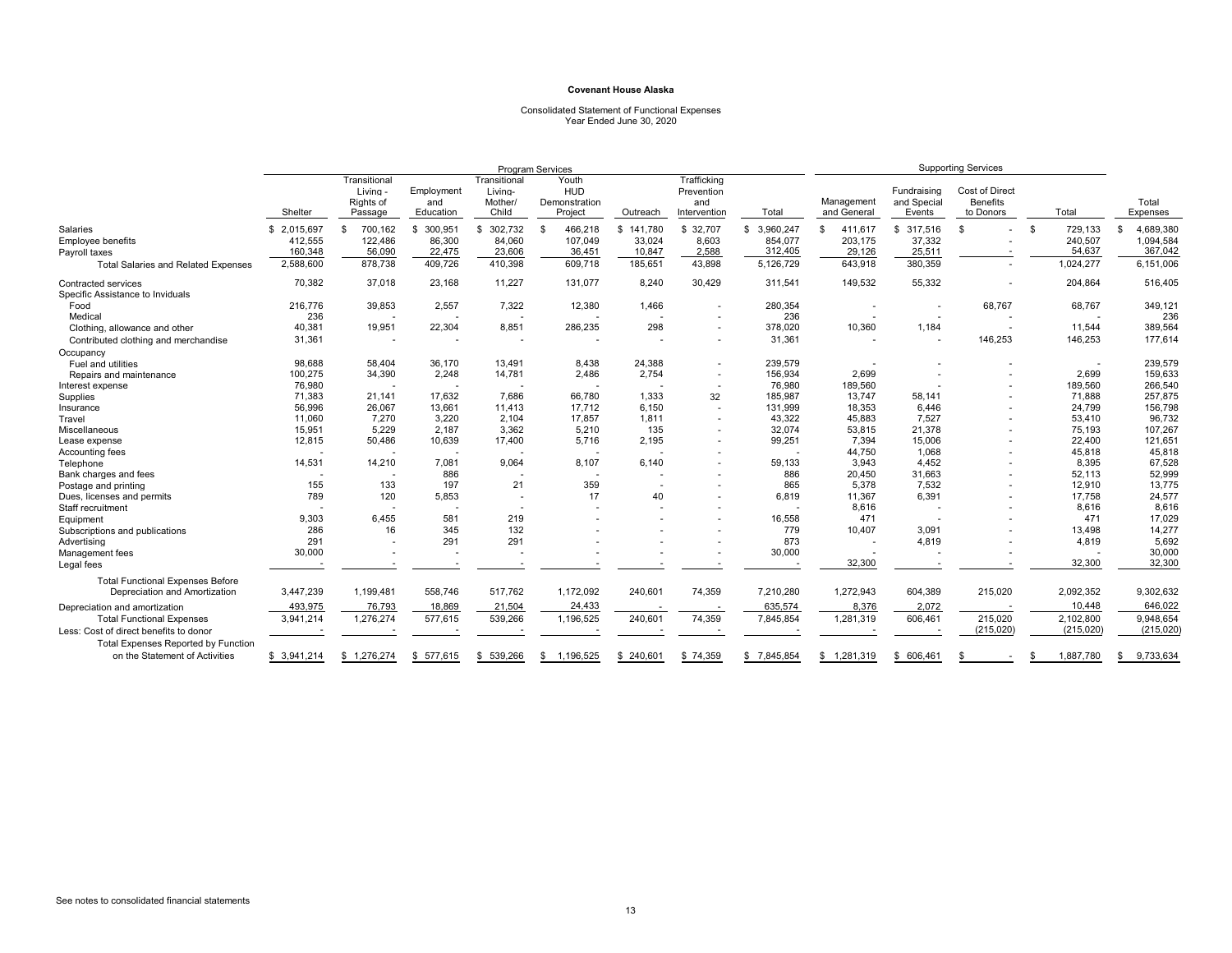**Covenant House Alaska**

Consolidated Statement of Functional Expenses
Year Ended June 30, 2020

| | Program Services | | | | | | | | Supporting Services | | | | |
|---|---|---|---|---|---|---|---|---|---|---|---|---|---|
| | Shelter | Transitional Living - Rights of Passage | Employment and Education | Transitional Living- Mother/ Child | Youth HUD Demonstration Project | Outreach | Trafficking Prevention and Intervention | Total | Management and General | Fundraising and Special Events | Cost of Direct Benefits to Donors | Total | Total Expenses |
| Salaries | $ 2,015,697 | $ 700,162 | $ 300,951 | $ 302,732 | $ 466,218 | $ 141,780 | $ 32,707 | $ 3,960,247 | $ 411,617 | $ 317,516 | $ - | $ 729,133 | $ 4,689,380 |
| Employee benefits | 412,555 | 122,486 | 86,300 | 84,060 | 107,049 | 33,024 | 8,603 | 854,077 | 203,175 | 37,332 | - | 240,507 | 1,094,584 |
| Payroll taxes | 160,348 | 56,090 | 22,475 | 23,606 | 36,451 | 10,847 | 2,588 | 312,405 | 29,126 | 25,511 | - | 54,637 | 367,042 |
| Total Salaries and Related Expenses | 2,588,600 | 878,738 | 409,726 | 410,398 | 609,718 | 185,651 | 43,898 | 5,126,729 | 643,918 | 380,359 | - | 1,024,277 | 6,151,006 |
| Contracted services | 70,382 | 37,018 | 23,168 | 11,227 | 131,077 | 8,240 | 30,429 | 311,541 | 149,532 | 55,332 | - | 204,864 | 516,405 |
| Specific Assistance to Inviduals | | | | | | | | | | | | | |
| Food | 216,776 | 39,853 | 2,557 | 7,322 | 12,380 | 1,466 | - | 280,354 | - | - | 68,767 | 68,767 | 349,121 |
| Medical | 236 | - | - | - | - | - | - | 236 | - | - | - | - | 236 |
| Clothing, allowance and other | 40,381 | 19,951 | 22,304 | 8,851 | 286,235 | 298 | - | 378,020 | 10,360 | 1,184 | - | 11,544 | 389,564 |
| Contributed clothing and merchandise | 31,361 | - | - | - | - | - | - | 31,361 | - | - | 146,253 | 146,253 | 177,614 |
| Occupancy | | | | | | | | | | | | | |
| Fuel and utilities | 98,688 | 58,404 | 36,170 | 13,491 | 8,438 | 24,388 | - | 239,579 | - | - | - | - | 239,579 |
| Repairs and maintenance | 100,275 | 34,390 | 2,248 | 14,781 | 2,486 | 2,754 | - | 156,934 | 2,699 | - | - | 2,699 | 159,633 |
| Interest expense | 76,980 | - | - | - | - | - | - | 76,980 | 189,560 | - | - | 189,560 | 266,540 |
| Supplies | 71,383 | 21,141 | 17,632 | 7,686 | 66,780 | 1,333 | 32 | 185,987 | 13,747 | 58,141 | - | 71,888 | 257,875 |
| Insurance | 56,996 | 26,067 | 13,661 | 11,413 | 17,712 | 6,150 | - | 131,999 | 18,353 | 6,446 | - | 24,799 | 156,798 |
| Travel | 11,060 | 7,270 | 3,220 | 2,104 | 17,857 | 1,811 | - | 43,322 | 45,883 | 7,527 | - | 53,410 | 96,732 |
| Miscellaneous | 15,951 | 5,229 | 2,187 | 3,362 | 5,210 | 135 | - | 32,074 | 53,815 | 21,378 | - | 75,193 | 107,267 |
| Lease expense | 12,815 | 50,486 | 10,639 | 17,400 | 5,716 | 2,195 | - | 99,251 | 7,394 | 15,006 | - | 22,400 | 121,651 |
| Accounting fees | - | - | - | - | - | - | - | - | 44,750 | 1,068 | - | 45,818 | 45,818 |
| Telephone | 14,531 | 14,210 | 7,081 | 9,064 | 8,107 | 6,140 | - | 59,133 | 3,943 | 4,452 | - | 8,395 | 67,528 |
| Bank charges and fees | - | - | 886 | - | - | - | - | 886 | 20,450 | 31,663 | - | 52,113 | 52,999 |
| Postage and printing | 155 | 133 | 197 | 21 | 359 | - | - | 865 | 5,378 | 7,532 | - | 12,910 | 13,775 |
| Dues, licenses and permits | 789 | 120 | 5,853 | - | 17 | 40 | - | 6,819 | 11,367 | 6,391 | - | 17,758 | 24,577 |
| Staff recruitment | - | - | - | - | - | - | - | - | 8,616 | - | - | 8,616 | 8,616 |
| Equipment | 9,303 | 6,455 | 581 | 219 | - | - | - | 16,558 | 471 | - | - | 471 | 17,029 |
| Subscriptions and publications | 286 | 16 | 345 | 132 | - | - | - | 779 | 10,407 | 3,091 | - | 13,498 | 14,277 |
| Advertising | 291 | - | 291 | 291 | - | - | - | 873 | - | 4,819 | - | 4,819 | 5,692 |
| Management fees | 30,000 | - | - | - | - | - | - | 30,000 | - | - | - | - | 30,000 |
| Legal fees | - | - | - | - | - | - | - | - | 32,300 | - | - | 32,300 | 32,300 |
| Total Functional Expenses Before Depreciation and Amortization | 3,447,239 | 1,199,481 | 558,746 | 517,762 | 1,172,092 | 240,601 | 74,359 | 7,210,280 | 1,272,943 | 604,389 | 215,020 | 2,092,352 | 9,302,632 |
| Depreciation and amortization | 493,975 | 76,793 | 18,869 | 21,504 | 24,433 | - | - | 635,574 | 8,376 | 2,072 | - | 10,448 | 646,022 |
| Total Functional Expenses | 3,941,214 | 1,276,274 | 577,615 | 539,266 | 1,196,525 | 240,601 | 74,359 | 7,845,854 | 1,281,319 | 606,461 | 215,020 | 2,102,800 | 9,948,654 |
| Less: Cost of direct benefits to donor | - | - | - | - | - | - | - | - | - | - | (215,020) | (215,020) | (215,020) |
| Total Expenses Reported by Function on the Statement of Activities | $ 3,941,214 | $ 1,276,274 | $ 577,615 | $ 539,266 | $ 1,196,525 | $ 240,601 | $ 74,359 | $ 7,845,854 | $ 1,281,319 | $ 606,461 | $ - | $ 1,887,780 | $ 9,733,634 |

See notes to consolidated financial statements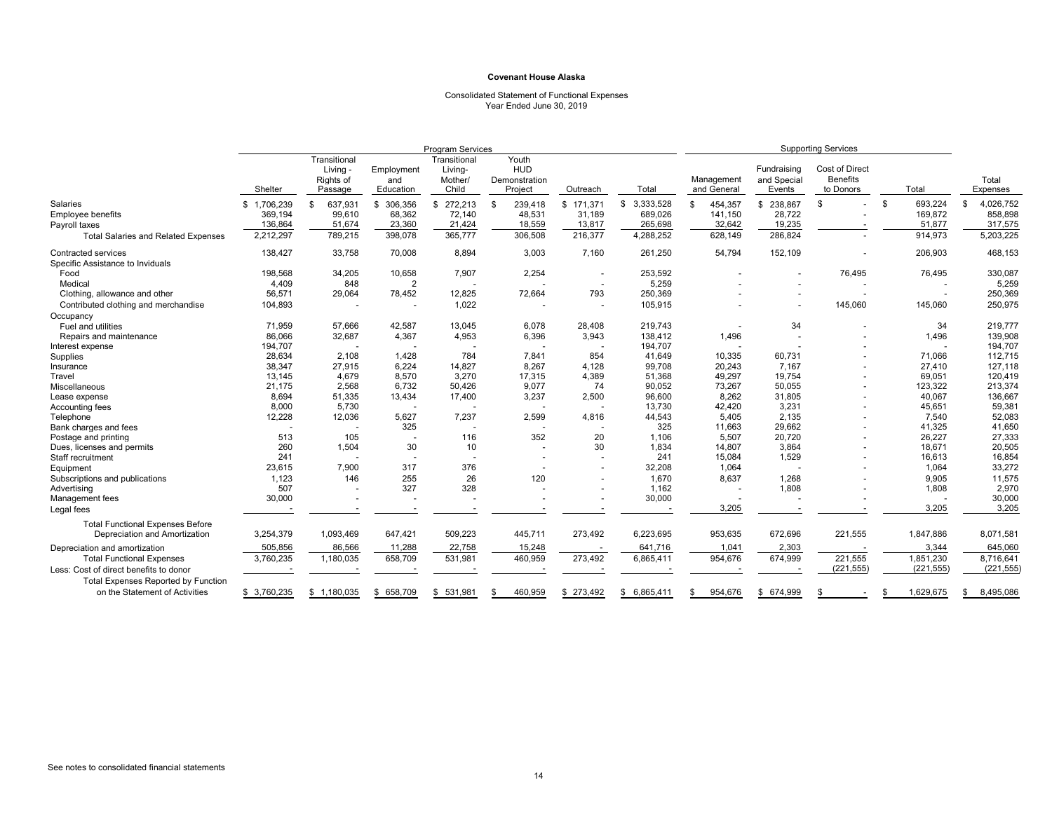**Covenant House Alaska**

Consolidated Statement of Functional Expenses
Year Ended June 30, 2019

| | Program Services | | | | | | | Supporting Services | | | | |
|---|---|---|---|---|---|---|---|---|---|---|---|---|
| | Shelter | Transitional Living - Rights of Passage | Employment and Education | Transitional Living- Mother/ Child | Youth HUD Demonstration Project | Outreach | Total | Management and General | Fundraising and Special Events | Cost of Direct Benefits to Donors | Total | Total Expenses |
| Salaries | $ 1,706,239 | $ 637,931 | $ 306,356 | $ 272,213 | $ 239,418 | $ 171,371 | $ 3,333,528 | $ 454,357 | $ 238,867 | $ - | $ 693,224 | $ 4,026,752 |
| Employee benefits | 369,194 | 99,610 | 68,362 | 72,140 | 48,531 | 31,189 | 689,026 | 141,150 | 28,722 | - | 169,872 | 858,898 |
| Payroll taxes | 136,864 | 51,674 | 23,360 | 21,424 | 18,559 | 13,817 | 265,698 | 32,642 | 19,235 | - | 51,877 | 317,575 |
| Total Salaries and Related Expenses | 2,212,297 | 789,215 | 398,078 | 365,777 | 306,508 | 216,377 | 4,288,252 | 628,149 | 286,824 | - | 914,973 | 5,203,225 |
| Contracted services | 138,427 | 33,758 | 70,008 | 8,894 | 3,003 | 7,160 | 261,250 | 54,794 | 152,109 | - | 206,903 | 468,153 |
| Specific Assistance to Inviduals | | | | | | | | | | | | |
| Food | 198,568 | 34,205 | 10,658 | 7,907 | 2,254 | - | 253,592 | - | - | 76,495 | 76,495 | 330,087 |
| Medical | 4,409 | 848 | 2 | - | - | - | 5,259 | - | - | - | - | 5,259 |
| Clothing, allowance and other | 56,571 | 29,064 | 78,452 | 12,825 | 72,664 | 793 | 250,369 | - | - | - | - | 250,369 |
| Contributed clothing and merchandise | 104,893 | - | - | 1,022 | - | - | 105,915 | - | - | 145,060 | 145,060 | 250,975 |
| Occupancy | | | | | | | | | | | | |
| Fuel and utilities | 71,959 | 57,666 | 42,587 | 13,045 | 6,078 | 28,408 | 219,743 | - | 34 | - | 34 | 219,777 |
| Repairs and maintenance | 86,066 | 32,687 | 4,367 | 4,953 | 6,396 | 3,943 | 138,412 | 1,496 | - | - | 1,496 | 139,908 |
| Interest expense | 194,707 | - | - | - | - | - | 194,707 | - | - | - | - | 194,707 |
| Supplies | 28,634 | 2,108 | 1,428 | 784 | 7,841 | 854 | 41,649 | 10,335 | 60,731 | - | 71,066 | 112,715 |
| Insurance | 38,347 | 27,915 | 6,224 | 14,827 | 8,267 | 4,128 | 99,708 | 20,243 | 7,167 | - | 27,410 | 127,118 |
| Travel | 13,145 | 4,679 | 8,570 | 3,270 | 17,315 | 4,389 | 51,368 | 49,297 | 19,754 | - | 69,051 | 120,419 |
| Miscellaneous | 21,175 | 2,568 | 6,732 | 50,426 | 9,077 | 74 | 90,052 | 73,267 | 50,055 | - | 123,322 | 213,374 |
| Lease expense | 8,694 | 51,335 | 13,434 | 17,400 | 3,237 | 2,500 | 96,600 | 8,262 | 31,805 | - | 40,067 | 136,667 |
| Accounting fees | 8,000 | 5,730 | - | - | - | - | 13,730 | 42,420 | 3,231 | - | 45,651 | 59,381 |
| Telephone | 12,228 | 12,036 | 5,627 | 7,237 | 2,599 | 4,816 | 44,543 | 5,405 | 2,135 | - | 7,540 | 52,083 |
| Bank charges and fees | - | - | 325 | - | - | - | 325 | 11,663 | 29,662 | - | 41,325 | 41,650 |
| Postage and printing | 513 | 105 | - | 116 | 352 | 20 | 1,106 | 5,507 | 20,720 | - | 26,227 | 27,333 |
| Dues, licenses and permits | 260 | 1,504 | 30 | 10 | - | 30 | 1,834 | 14,807 | 3,864 | - | 18,671 | 20,505 |
| Staff recruitment | 241 | - | - | - | - | - | 241 | 15,084 | 1,529 | - | 16,613 | 16,854 |
| Equipment | 23,615 | 7,900 | 317 | 376 | - | - | 32,208 | 1,064 | - | - | 1,064 | 33,272 |
| Subscriptions and publications | 1,123 | 146 | 255 | 26 | 120 | - | 1,670 | 8,637 | 1,268 | - | 9,905 | 11,575 |
| Advertising | 507 | - | 327 | 328 | - | - | 1,162 | - | 1,808 | - | 1,808 | 2,970 |
| Management fees | 30,000 | - | - | - | - | - | 30,000 | - | - | - | - | 30,000 |
| Legal fees | - | - | - | - | - | - | - | 3,205 | - | - | 3,205 | 3,205 |
| Total Functional Expenses Before Depreciation and Amortization | 3,254,379 | 1,093,469 | 647,421 | 509,223 | 445,711 | 273,492 | 6,223,695 | 953,635 | 672,696 | 221,555 | 1,847,886 | 8,071,581 |
| Depreciation and amortization | 505,856 | 86,566 | 11,288 | 22,758 | 15,248 | - | 641,716 | 1,041 | 2,303 | - | 3,344 | 645,060 |
| Total Functional Expenses | 3,760,235 | 1,180,035 | 658,709 | 531,981 | 460,959 | 273,492 | 6,865,411 | 954,676 | 674,999 | 221,555 | 1,851,230 | 8,716,641 |
| Less: Cost of direct benefits to donor | - | - | - | - | - | - | - | - | - | (221,555) | (221,555) | (221,555) |
| Total Expenses Reported by Function on the Statement of Activities | $ 3,760,235 | $ 1,180,035 | $ 658,709 | $ 531,981 | $ 460,959 | $ 273,492 | $ 6,865,411 | $ 954,676 | $ 674,999 | $ - | $ 1,629,675 | $ 8,495,086 |

See notes to consolidated financial statements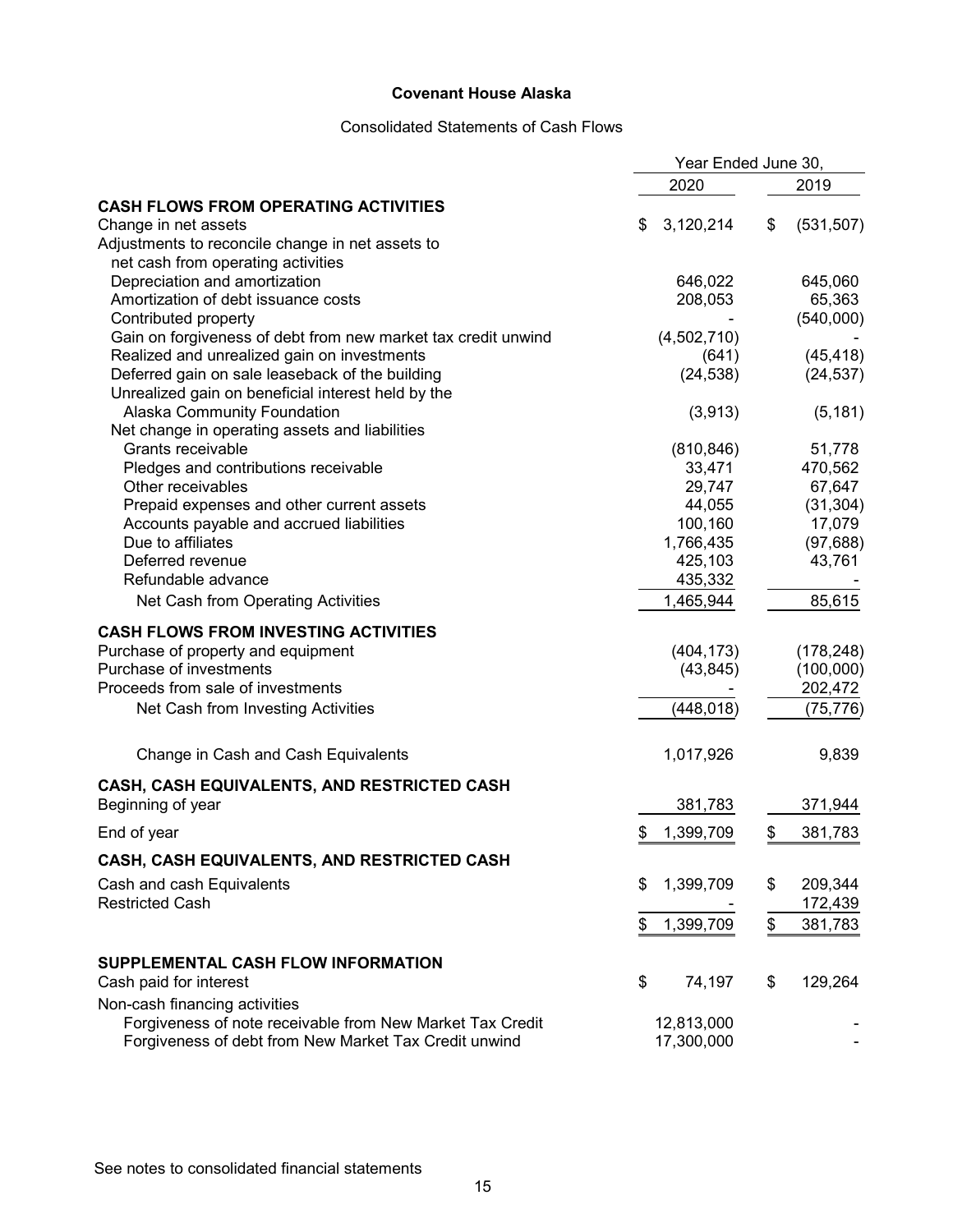**Covenant House Alaska**

Consolidated Statements of Cash Flows

| | Year Ended June 30, | |
|---|---|---|
| | 2020 | 2019 |
| **CASH FLOWS FROM OPERATING ACTIVITIES** | | |
| Change in net assets | $ 3,120,214 | $ (531,507) |
| Adjustments to reconcile change in net assets to net cash from operating activities | | |
| Depreciation and amortization | 646,022 | 645,060 |
| Amortization of debt issuance costs | 208,053 | 65,363 |
| Contributed property | - | (540,000) |
| Gain on forgiveness of debt from new market tax credit unwind | (4,502,710) | - |
| Realized and unrealized gain on investments | (641) | (45,418) |
| Deferred gain on sale leaseback of the building | (24,538) | (24,537) |
| Unrealized gain on beneficial interest held by the Alaska Community Foundation | (3,913) | (5,181) |
| Net change in operating assets and liabilities | | |
| Grants receivable | (810,846) | 51,778 |
| Pledges and contributions receivable | 33,471 | 470,562 |
| Other receivables | 29,747 | 67,647 |
| Prepaid expenses and other current assets | 44,055 | (31,304) |
| Accounts payable and accrued liabilities | 100,160 | 17,079 |
| Due to affiliates | 1,766,435 | (97,688) |
| Deferred revenue | 425,103 | 43,761 |
| Refundable advance | 435,332 | - |
| Net Cash from Operating Activities | 1,465,944 | 85,615 |
| **CASH FLOWS FROM INVESTING ACTIVITIES** | | |
| Purchase of property and equipment | (404,173) | (178,248) |
| Purchase of investments | (43,845) | (100,000) |
| Proceeds from sale of investments | - | 202,472 |
| Net Cash from Investing Activities | (448,018) | (75,776) |
| Change in Cash and Cash Equivalents | 1,017,926 | 9,839 |
| **CASH, CASH EQUIVALENTS, AND RESTRICTED CASH** | | |
| Beginning of year | 381,783 | 371,944 |
| End of year | $ 1,399,709 | $ 381,783 |
| **CASH, CASH EQUIVALENTS, AND RESTRICTED CASH** | | |
| Cash and cash Equivalents | $ 1,399,709 | $ 209,344 |
| Restricted Cash | - | 172,439 |
| | $ 1,399,709 | $ 381,783 |
| **SUPPLEMENTAL CASH FLOW INFORMATION** | | |
| Cash paid for interest | $ 74,197 | $ 129,264 |
| Non-cash financing activities | | |
| Forgiveness of note receivable from New Market Tax Credit | 12,813,000 | - |
| Forgiveness of debt from New Market Tax Credit unwind | 17,300,000 | - |

See notes to consolidated financial statements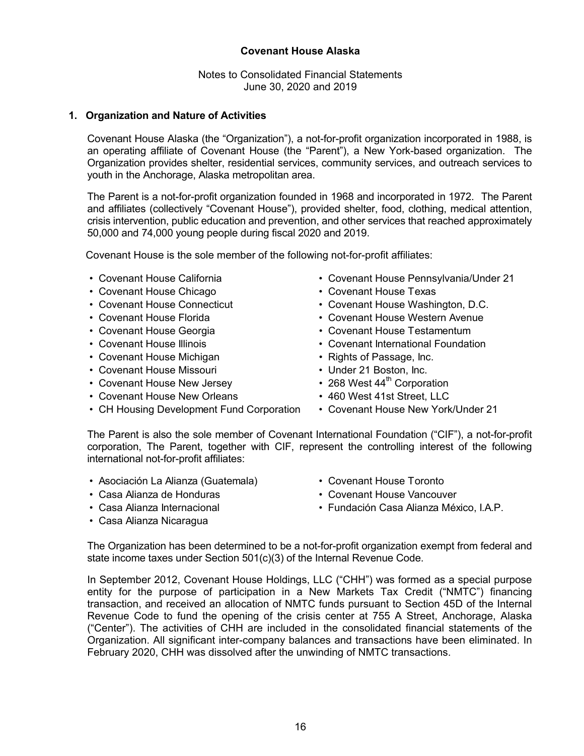**Covenant House Alaska**

Notes to Consolidated Financial Statements
June 30, 2020 and 2019

## 1. Organization and Nature of Activities

Covenant House Alaska (the "Organization"), a not-for-profit organization incorporated in 1988, is an operating affiliate of Covenant House (the "Parent"), a New York-based organization. The Organization provides shelter, residential services, community services, and outreach services to youth in the Anchorage, Alaska metropolitan area.

The Parent is a not-for-profit organization founded in 1968 and incorporated in 1972. The Parent and affiliates (collectively "Covenant House"), provided shelter, food, clothing, medical attention, crisis intervention, public education and prevention, and other services that reached approximately 50,000 and 74,000 young people during fiscal 2020 and 2019.

Covenant House is the sole member of the following not-for-profit affiliates:

- Covenant House California
- Covenant House Chicago
- Covenant House Connecticut
- Covenant House Florida
- Covenant House Georgia
- Covenant House Illinois
- Covenant House Michigan
- Covenant House Missouri
- Covenant House New Jersey
- Covenant House New Orleans
- CH Housing Development Fund Corporation
- Covenant House Pennsylvania/Under 21
- Covenant House Texas
- Covenant House Washington, D.C.
- Covenant House Western Avenue
- Covenant House Testamentum
- Covenant International Foundation
- Rights of Passage, Inc.
- Under 21 Boston, Inc.
- 268 West 44th Corporation
- 460 West 41st Street, LLC
- Covenant House New York/Under 21

The Parent is also the sole member of Covenant International Foundation ("CIF"), a not-for-profit corporation, The Parent, together with CIF, represent the controlling interest of the following international not-for-profit affiliates:

- Asociación La Alianza (Guatemala)
- Casa Alianza de Honduras
- Casa Alianza Internacional
- Casa Alianza Nicaragua
- Covenant House Toronto
- Covenant House Vancouver
- Fundación Casa Alianza México, I.A.P.

The Organization has been determined to be a not-for-profit organization exempt from federal and state income taxes under Section 501(c)(3) of the Internal Revenue Code.

In September 2012, Covenant House Holdings, LLC ("CHH") was formed as a special purpose entity for the purpose of participation in a New Markets Tax Credit ("NMTC") financing transaction, and received an allocation of NMTC funds pursuant to Section 45D of the Internal Revenue Code to fund the opening of the crisis center at 755 A Street, Anchorage, Alaska ("Center"). The activities of CHH are included in the consolidated financial statements of the Organization. All significant inter-company balances and transactions have been eliminated. In February 2020, CHH was dissolved after the unwinding of NMTC transactions.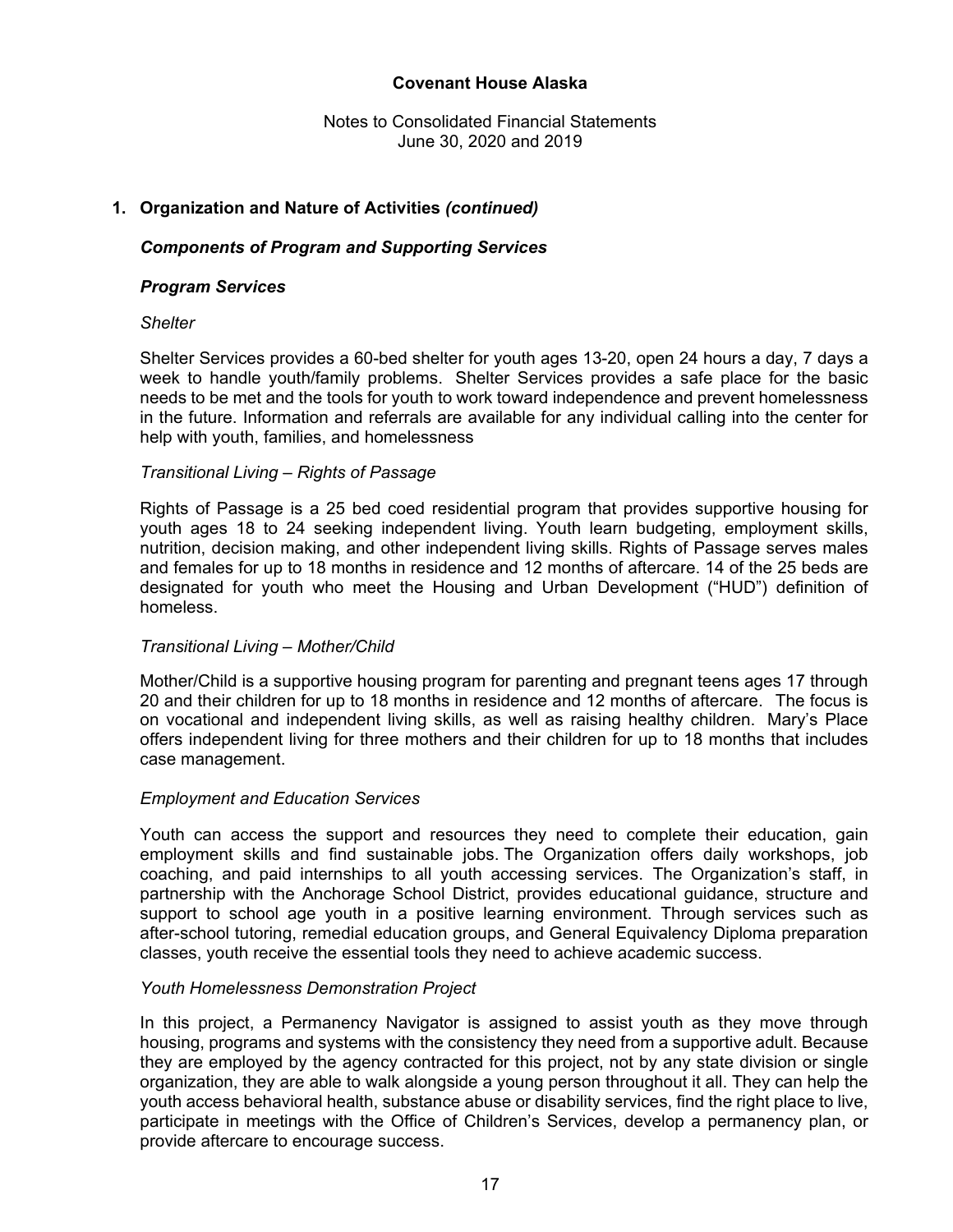**Covenant House Alaska**

Notes to Consolidated Financial Statements
June 30, 2020 and 2019

## 1. Organization and Nature of Activities *(continued)*

### *Components of Program and Supporting Services*

### *Program Services*

*Shelter*

Shelter Services provides a 60-bed shelter for youth ages 13-20, open 24 hours a day, 7 days a week to handle youth/family problems. Shelter Services provides a safe place for the basic needs to be met and the tools for youth to work toward independence and prevent homelessness in the future. Information and referrals are available for any individual calling into the center for help with youth, families, and homelessness

*Transitional Living – Rights of Passage*

Rights of Passage is a 25 bed coed residential program that provides supportive housing for youth ages 18 to 24 seeking independent living. Youth learn budgeting, employment skills, nutrition, decision making, and other independent living skills. Rights of Passage serves males and females for up to 18 months in residence and 12 months of aftercare. 14 of the 25 beds are designated for youth who meet the Housing and Urban Development ("HUD") definition of homeless.

*Transitional Living – Mother/Child*

Mother/Child is a supportive housing program for parenting and pregnant teens ages 17 through 20 and their children for up to 18 months in residence and 12 months of aftercare. The focus is on vocational and independent living skills, as well as raising healthy children. Mary's Place offers independent living for three mothers and their children for up to 18 months that includes case management.

*Employment and Education Services*

Youth can access the support and resources they need to complete their education, gain employment skills and find sustainable jobs. The Organization offers daily workshops, job coaching, and paid internships to all youth accessing services. The Organization's staff, in partnership with the Anchorage School District, provides educational guidance, structure and support to school age youth in a positive learning environment. Through services such as after-school tutoring, remedial education groups, and General Equivalency Diploma preparation classes, youth receive the essential tools they need to achieve academic success.

*Youth Homelessness Demonstration Project*

In this project, a Permanency Navigator is assigned to assist youth as they move through housing, programs and systems with the consistency they need from a supportive adult. Because they are employed by the agency contracted for this project, not by any state division or single organization, they are able to walk alongside a young person throughout it all. They can help the youth access behavioral health, substance abuse or disability services, find the right place to live, participate in meetings with the Office of Children's Services, develop a permanency plan, or provide aftercare to encourage success.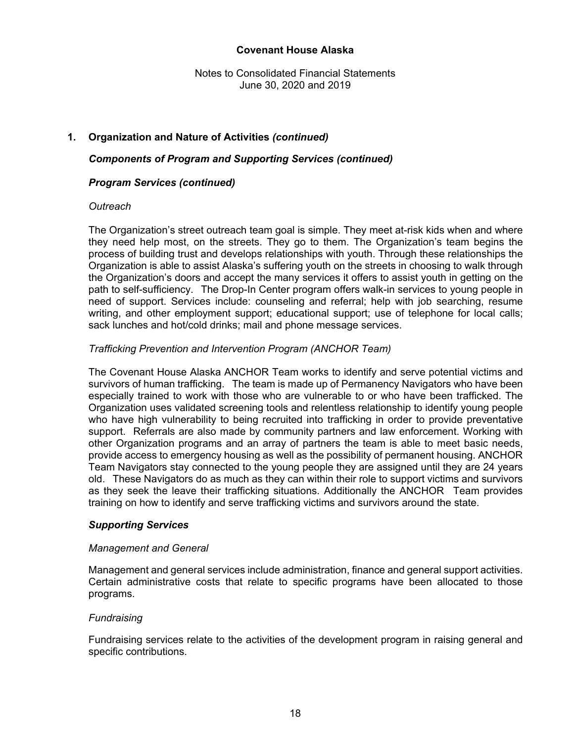## 1. Organization and Nature of Activities *(continued)*

### *Components of Program and Supporting Services (continued)*

### *Program Services (continued)*

*Outreach*

The Organization's street outreach team goal is simple. They meet at-risk kids when and where they need help most, on the streets. They go to them. The Organization's team begins the process of building trust and develops relationships with youth. Through these relationships the Organization is able to assist Alaska's suffering youth on the streets in choosing to walk through the Organization's doors and accept the many services it offers to assist youth in getting on the path to self-sufficiency. The Drop-In Center program offers walk-in services to young people in need of support. Services include: counseling and referral; help with job searching, resume writing, and other employment support; educational support; use of telephone for local calls; sack lunches and hot/cold drinks; mail and phone message services.

*Trafficking Prevention and Intervention Program (ANCHOR Team)*

The Covenant House Alaska ANCHOR Team works to identify and serve potential victims and survivors of human trafficking. The team is made up of Permanency Navigators who have been especially trained to work with those who are vulnerable to or who have been trafficked. The Organization uses validated screening tools and relentless relationship to identify young people who have high vulnerability to being recruited into trafficking in order to provide preventative support. Referrals are also made by community partners and law enforcement. Working with other Organization programs and an array of partners the team is able to meet basic needs, provide access to emergency housing as well as the possibility of permanent housing. ANCHOR Team Navigators stay connected to the young people they are assigned until they are 24 years old. These Navigators do as much as they can within their role to support victims and survivors as they seek the leave their trafficking situations. Additionally the ANCHOR Team provides training on how to identify and serve trafficking victims and survivors around the state.

### *Supporting Services*

*Management and General*

Management and general services include administration, finance and general support activities. Certain administrative costs that relate to specific programs have been allocated to those programs.

*Fundraising*

Fundraising services relate to the activities of the development program in raising general and specific contributions.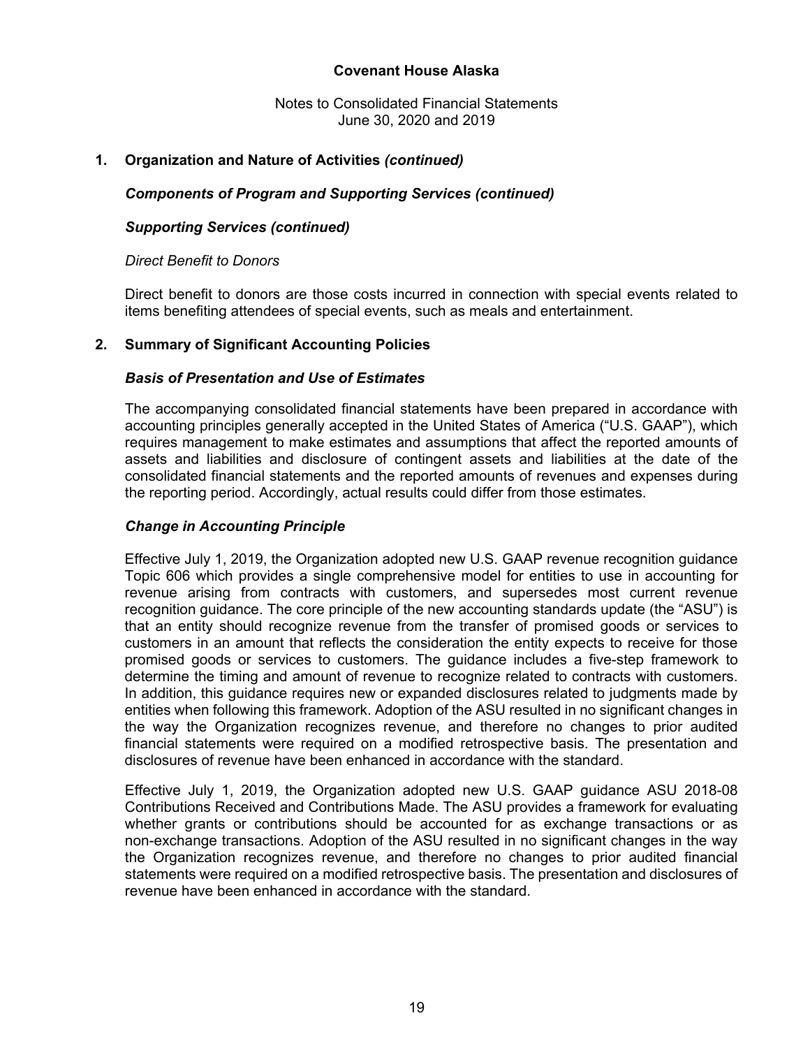**1. Organization and Nature of Activities *(continued)***

***Components of Program and Supporting Services (continued)***

***Supporting Services (continued)***

*Direct Benefit to Donors*

Direct benefit to donors are those costs incurred in connection with special events related to items benefiting attendees of special events, such as meals and entertainment.

**2. Summary of Significant Accounting Policies**

***Basis of Presentation and Use of Estimates***

The accompanying consolidated financial statements have been prepared in accordance with accounting principles generally accepted in the United States of America ("U.S. GAAP"), which requires management to make estimates and assumptions that affect the reported amounts of assets and liabilities and disclosure of contingent assets and liabilities at the date of the consolidated financial statements and the reported amounts of revenues and expenses during the reporting period. Accordingly, actual results could differ from those estimates.

***Change in Accounting Principle***

Effective July 1, 2019, the Organization adopted new U.S. GAAP revenue recognition guidance Topic 606 which provides a single comprehensive model for entities to use in accounting for revenue arising from contracts with customers, and supersedes most current revenue recognition guidance. The core principle of the new accounting standards update (the "ASU") is that an entity should recognize revenue from the transfer of promised goods or services to customers in an amount that reflects the consideration the entity expects to receive for those promised goods or services to customers. The guidance includes a five-step framework to determine the timing and amount of revenue to recognize related to contracts with customers. In addition, this guidance requires new or expanded disclosures related to judgments made by entities when following this framework. Adoption of the ASU resulted in no significant changes in the way the Organization recognizes revenue, and therefore no changes to prior audited financial statements were required on a modified retrospective basis. The presentation and disclosures of revenue have been enhanced in accordance with the standard.

Effective July 1, 2019, the Organization adopted new U.S. GAAP guidance ASU 2018-08 Contributions Received and Contributions Made. The ASU provides a framework for evaluating whether grants or contributions should be accounted for as exchange transactions or as non-exchange transactions. Adoption of the ASU resulted in no significant changes in the way the Organization recognizes revenue, and therefore no changes to prior audited financial statements were required on a modified retrospective basis. The presentation and disclosures of revenue have been enhanced in accordance with the standard.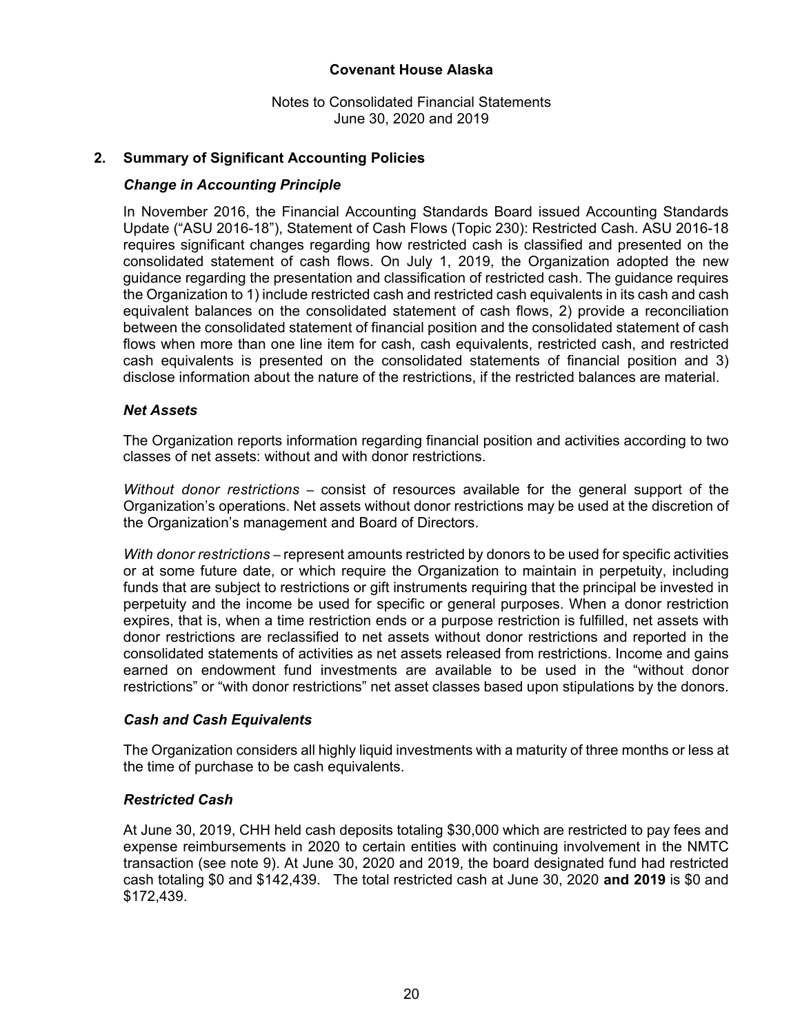## Covenant House Alaska

Notes to Consolidated Financial Statements
June 30, 2020 and 2019

## 2. Summary of Significant Accounting Policies

### *Change in Accounting Principle*

In November 2016, the Financial Accounting Standards Board issued Accounting Standards Update ("ASU 2016-18"), Statement of Cash Flows (Topic 230): Restricted Cash. ASU 2016-18 requires significant changes regarding how restricted cash is classified and presented on the consolidated statement of cash flows. On July 1, 2019, the Organization adopted the new guidance regarding the presentation and classification of restricted cash. The guidance requires the Organization to 1) include restricted cash and restricted cash equivalents in its cash and cash equivalent balances on the consolidated statement of cash flows, 2) provide a reconciliation between the consolidated statement of financial position and the consolidated statement of cash flows when more than one line item for cash, cash equivalents, restricted cash, and restricted cash equivalents is presented on the consolidated statements of financial position and 3) disclose information about the nature of the restrictions, if the restricted balances are material.

### *Net Assets*

The Organization reports information regarding financial position and activities according to two classes of net assets: without and with donor restrictions.

*Without donor restrictions* – consist of resources available for the general support of the Organization's operations. Net assets without donor restrictions may be used at the discretion of the Organization's management and Board of Directors.

*With donor restrictions* – represent amounts restricted by donors to be used for specific activities or at some future date, or which require the Organization to maintain in perpetuity, including funds that are subject to restrictions or gift instruments requiring that the principal be invested in perpetuity and the income be used for specific or general purposes. When a donor restriction expires, that is, when a time restriction ends or a purpose restriction is fulfilled, net assets with donor restrictions are reclassified to net assets without donor restrictions and reported in the consolidated statements of activities as net assets released from restrictions. Income and gains earned on endowment fund investments are available to be used in the "without donor restrictions" or "with donor restrictions" net asset classes based upon stipulations by the donors.

### *Cash and Cash Equivalents*

The Organization considers all highly liquid investments with a maturity of three months or less at the time of purchase to be cash equivalents.

### *Restricted Cash*

At June 30, 2019, CHH held cash deposits totaling $30,000 which are restricted to pay fees and expense reimbursements in 2020 to certain entities with continuing involvement in the NMTC transaction (see note 9). At June 30, 2020 and 2019, the board designated fund had restricted cash totaling $0 and $142,439. The total restricted cash at June 30, 2020 **and 2019** is $0 and $172,439.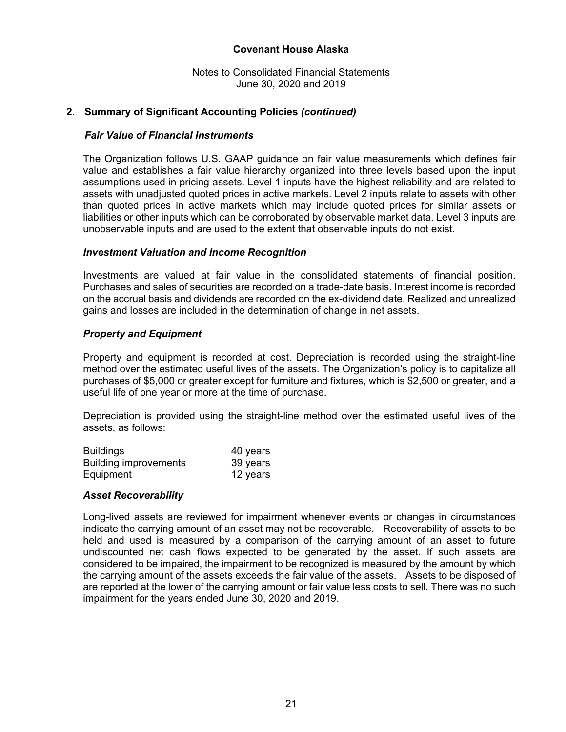**Covenant House Alaska**

Notes to Consolidated Financial Statements
June 30, 2020 and 2019

## 2. Summary of Significant Accounting Policies *(continued)*

### *Fair Value of Financial Instruments*

The Organization follows U.S. GAAP guidance on fair value measurements which defines fair value and establishes a fair value hierarchy organized into three levels based upon the input assumptions used in pricing assets. Level 1 inputs have the highest reliability and are related to assets with unadjusted quoted prices in active markets. Level 2 inputs relate to assets with other than quoted prices in active markets which may include quoted prices for similar assets or liabilities or other inputs which can be corroborated by observable market data. Level 3 inputs are unobservable inputs and are used to the extent that observable inputs do not exist.

### *Investment Valuation and Income Recognition*

Investments are valued at fair value in the consolidated statements of financial position. Purchases and sales of securities are recorded on a trade-date basis. Interest income is recorded on the accrual basis and dividends are recorded on the ex-dividend date. Realized and unrealized gains and losses are included in the determination of change in net assets.

### *Property and Equipment*

Property and equipment is recorded at cost. Depreciation is recorded using the straight-line method over the estimated useful lives of the assets. The Organization's policy is to capitalize all purchases of $5,000 or greater except for furniture and fixtures, which is $2,500 or greater, and a useful life of one year or more at the time of purchase.

Depreciation is provided using the straight-line method over the estimated useful lives of the assets, as follows:

| | |
|---|---|
| Buildings | 40 years |
| Building improvements | 39 years |
| Equipment | 12 years |

### *Asset Recoverability*

Long-lived assets are reviewed for impairment whenever events or changes in circumstances indicate the carrying amount of an asset may not be recoverable. Recoverability of assets to be held and used is measured by a comparison of the carrying amount of an asset to future undiscounted net cash flows expected to be generated by the asset. If such assets are considered to be impaired, the impairment to be recognized is measured by the amount by which the carrying amount of the assets exceeds the fair value of the assets. Assets to be disposed of are reported at the lower of the carrying amount or fair value less costs to sell. There was no such impairment for the years ended June 30, 2020 and 2019.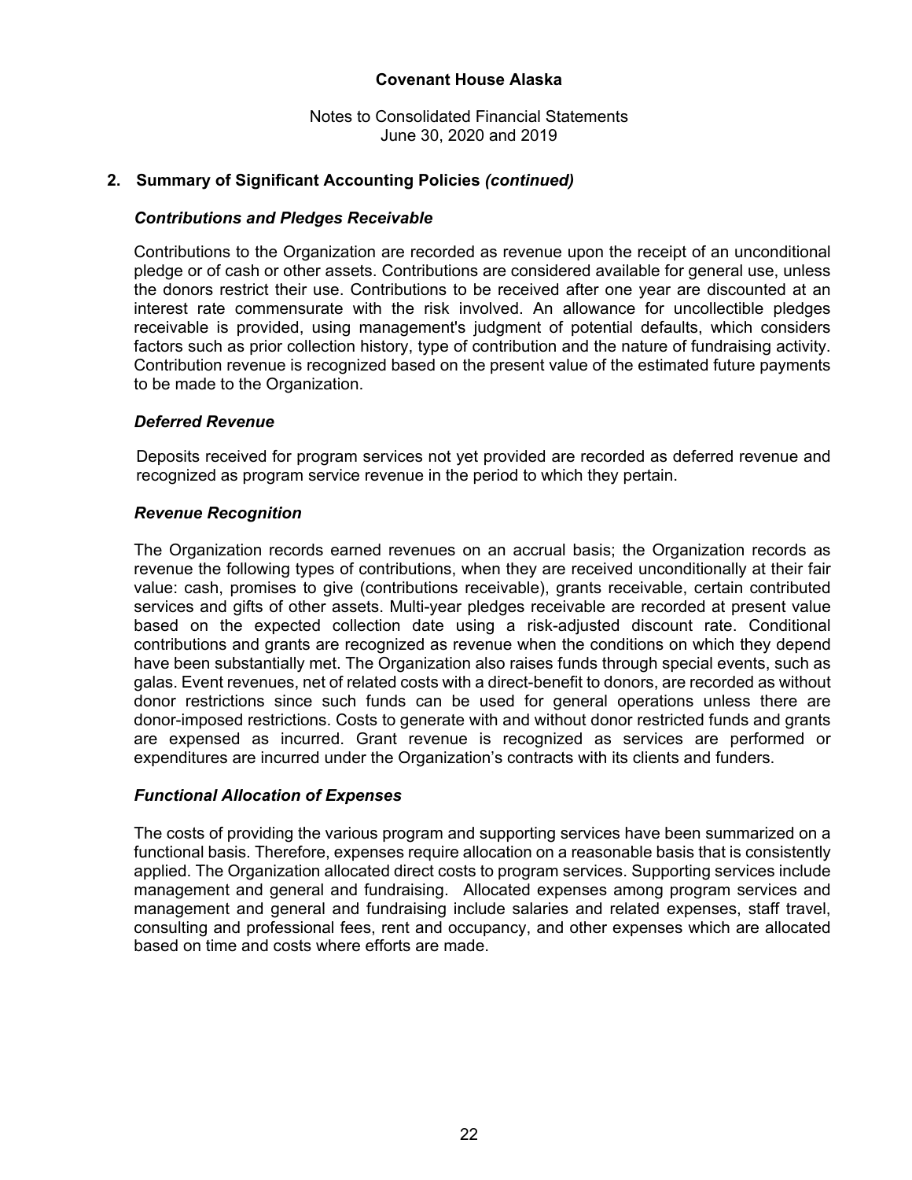## 2. Summary of Significant Accounting Policies *(continued)*

### *Contributions and Pledges Receivable*

Contributions to the Organization are recorded as revenue upon the receipt of an unconditional pledge or of cash or other assets. Contributions are considered available for general use, unless the donors restrict their use. Contributions to be received after one year are discounted at an interest rate commensurate with the risk involved. An allowance for uncollectible pledges receivable is provided, using management's judgment of potential defaults, which considers factors such as prior collection history, type of contribution and the nature of fundraising activity. Contribution revenue is recognized based on the present value of the estimated future payments to be made to the Organization.

### *Deferred Revenue*

Deposits received for program services not yet provided are recorded as deferred revenue and recognized as program service revenue in the period to which they pertain.

### *Revenue Recognition*

The Organization records earned revenues on an accrual basis; the Organization records as revenue the following types of contributions, when they are received unconditionally at their fair value: cash, promises to give (contributions receivable), grants receivable, certain contributed services and gifts of other assets. Multi-year pledges receivable are recorded at present value based on the expected collection date using a risk-adjusted discount rate. Conditional contributions and grants are recognized as revenue when the conditions on which they depend have been substantially met. The Organization also raises funds through special events, such as galas. Event revenues, net of related costs with a direct-benefit to donors, are recorded as without donor restrictions since such funds can be used for general operations unless there are donor-imposed restrictions. Costs to generate with and without donor restricted funds and grants are expensed as incurred. Grant revenue is recognized as services are performed or expenditures are incurred under the Organization's contracts with its clients and funders.

### *Functional Allocation of Expenses*

The costs of providing the various program and supporting services have been summarized on a functional basis. Therefore, expenses require allocation on a reasonable basis that is consistently applied. The Organization allocated direct costs to program services. Supporting services include management and general and fundraising. Allocated expenses among program services and management and general and fundraising include salaries and related expenses, staff travel, consulting and professional fees, rent and occupancy, and other expenses which are allocated based on time and costs where efforts are made.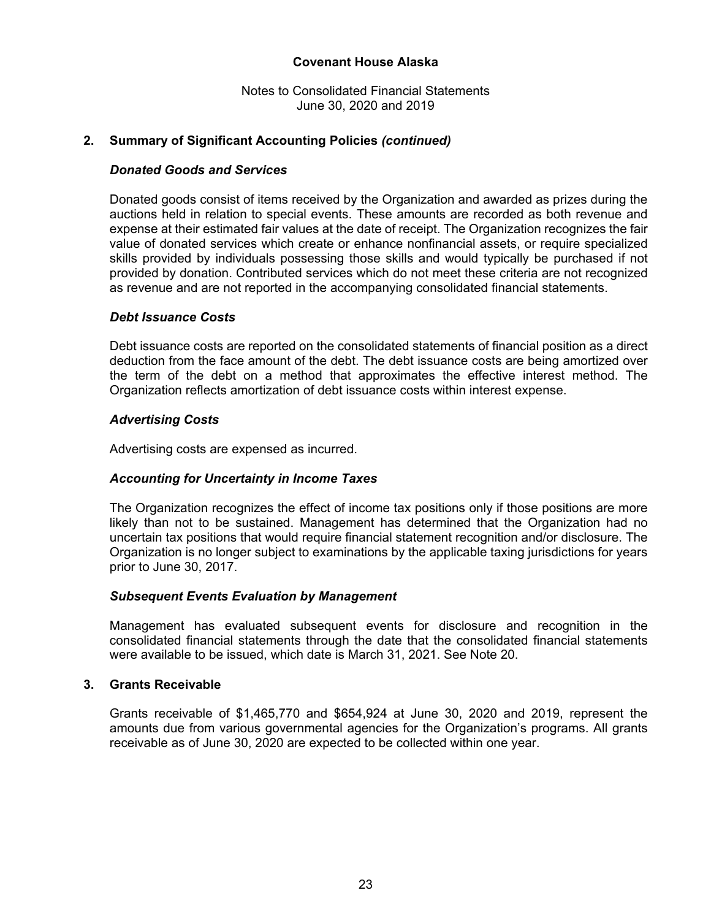## 2. Summary of Significant Accounting Policies *(continued)*

### *Donated Goods and Services*

Donated goods consist of items received by the Organization and awarded as prizes during the auctions held in relation to special events. These amounts are recorded as both revenue and expense at their estimated fair values at the date of receipt. The Organization recognizes the fair value of donated services which create or enhance nonfinancial assets, or require specialized skills provided by individuals possessing those skills and would typically be purchased if not provided by donation. Contributed services which do not meet these criteria are not recognized as revenue and are not reported in the accompanying consolidated financial statements.

### *Debt Issuance Costs*

Debt issuance costs are reported on the consolidated statements of financial position as a direct deduction from the face amount of the debt. The debt issuance costs are being amortized over the term of the debt on a method that approximates the effective interest method. The Organization reflects amortization of debt issuance costs within interest expense.

### *Advertising Costs*

Advertising costs are expensed as incurred.

### *Accounting for Uncertainty in Income Taxes*

The Organization recognizes the effect of income tax positions only if those positions are more likely than not to be sustained. Management has determined that the Organization had no uncertain tax positions that would require financial statement recognition and/or disclosure. The Organization is no longer subject to examinations by the applicable taxing jurisdictions for years prior to June 30, 2017.

### *Subsequent Events Evaluation by Management*

Management has evaluated subsequent events for disclosure and recognition in the consolidated financial statements through the date that the consolidated financial statements were available to be issued, which date is March 31, 2021. See Note 20.

## 3. Grants Receivable

Grants receivable of $1,465,770 and $654,924 at June 30, 2020 and 2019, represent the amounts due from various governmental agencies for the Organization's programs. All grants receivable as of June 30, 2020 are expected to be collected within one year.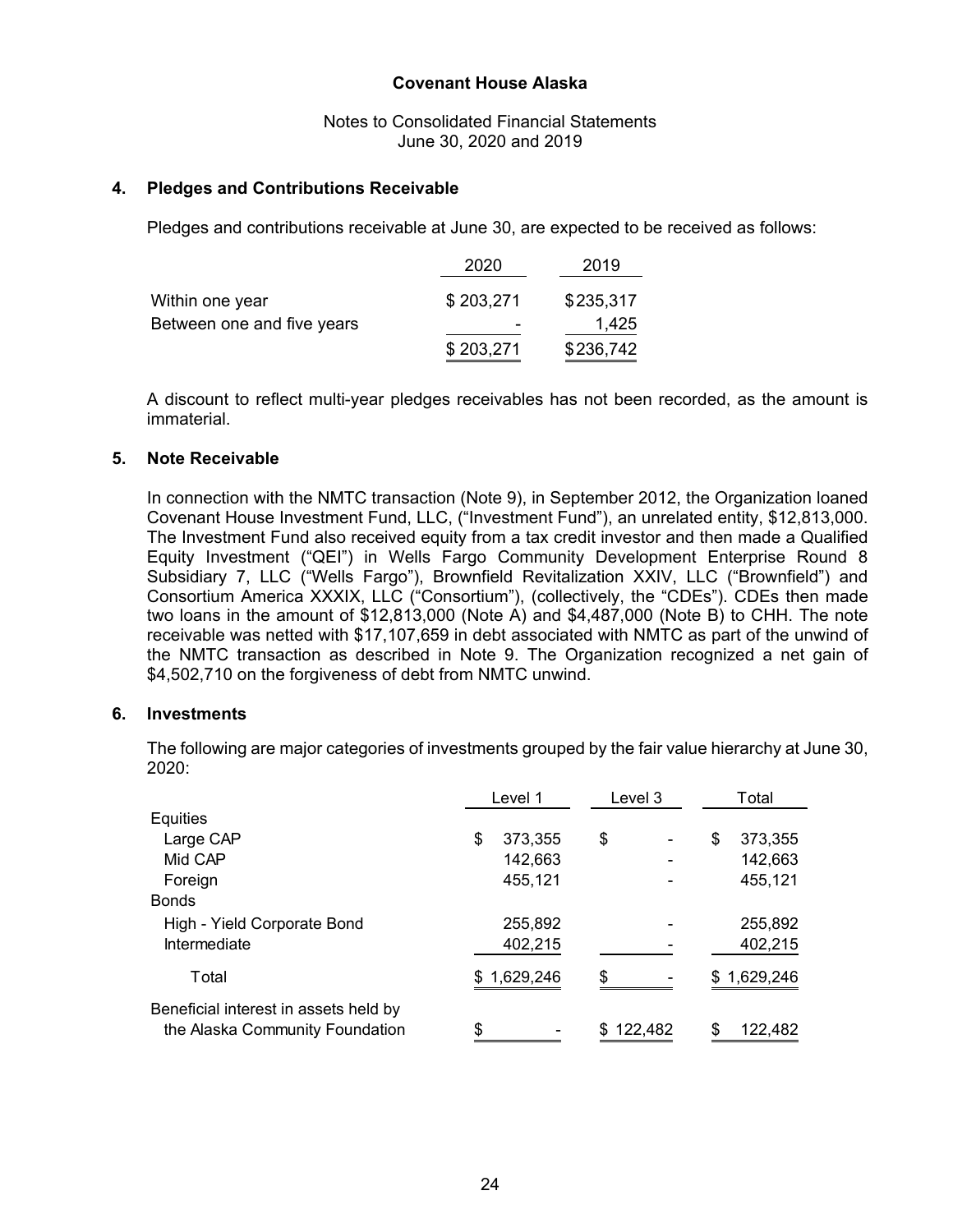Covenant House Alaska

Notes to Consolidated Financial Statements
June 30, 2020 and 2019

## 4. Pledges and Contributions Receivable

Pledges and contributions receivable at June 30, are expected to be received as follows:

| | 2020 | 2019 |
|---|---|---|
| Within one year | $ 203,271 | $ 235,317 |
| Between one and five years | - | 1,425 |
| | $ 203,271 | $ 236,742 |

A discount to reflect multi-year pledges receivables has not been recorded, as the amount is immaterial.

## 5. Note Receivable

In connection with the NMTC transaction (Note 9), in September 2012, the Organization loaned Covenant House Investment Fund, LLC, ("Investment Fund"), an unrelated entity, $12,813,000. The Investment Fund also received equity from a tax credit investor and then made a Qualified Equity Investment ("QEI") in Wells Fargo Community Development Enterprise Round 8 Subsidiary 7, LLC ("Wells Fargo"), Brownfield Revitalization XXIV, LLC ("Brownfield") and Consortium America XXXIX, LLC ("Consortium"), (collectively, the "CDEs"). CDEs then made two loans in the amount of $12,813,000 (Note A) and $4,487,000 (Note B) to CHH. The note receivable was netted with $17,107,659 in debt associated with NMTC as part of the unwind of the NMTC transaction as described in Note 9. The Organization recognized a net gain of $4,502,710 on the forgiveness of debt from NMTC unwind.

## 6. Investments

The following are major categories of investments grouped by the fair value hierarchy at June 30, 2020:

| | Level 1 | Level 3 | Total |
|---|---|---|---|
| Equities | | | |
| Large CAP | $ 373,355 | $ - | $ 373,355 |
| Mid CAP | 142,663 | - | 142,663 |
| Foreign | 455,121 | - | 455,121 |
| Bonds | | | |
| High - Yield Corporate Bond | 255,892 | - | 255,892 |
| Intermediate | 402,215 | - | 402,215 |
| Total | $ 1,629,246 | $ - | $ 1,629,246 |
| Beneficial interest in assets held by the Alaska Community Foundation | $ - | $ 122,482 | $ 122,482 |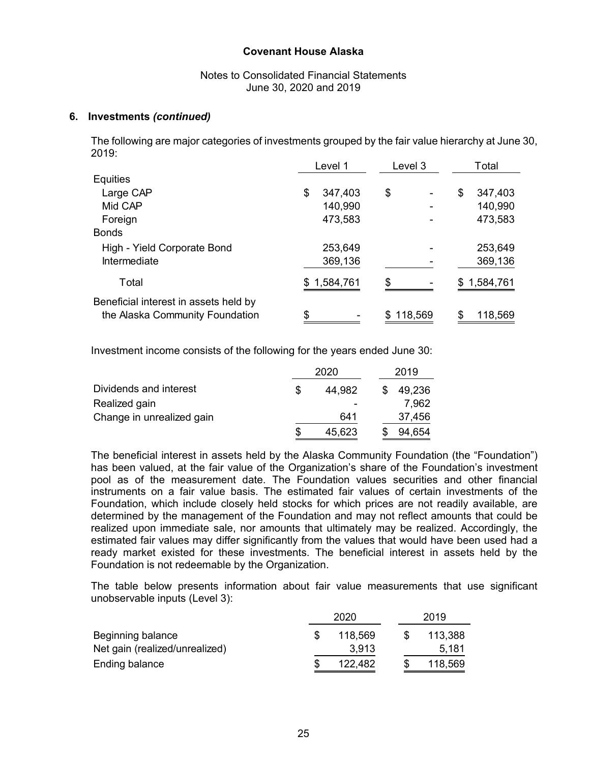# Covenant House Alaska

Notes to Consolidated Financial Statements
June 30, 2020 and 2019

## 6. Investments *(continued)*

The following are major categories of investments grouped by the fair value hierarchy at June 30, 2019:

| | Level 1 | Level 3 | Total |
|---|---|---|---|
| Equities | | | |
| Large CAP | $ 347,403 | $ - | $ 347,403 |
| Mid CAP | 140,990 | - | 140,990 |
| Foreign | 473,583 | - | 473,583 |
| Bonds | | | |
| High - Yield Corporate Bond | 253,649 | - | 253,649 |
| Intermediate | 369,136 | - | 369,136 |
| Total | $ 1,584,761 | $ - | $ 1,584,761 |
| Beneficial interest in assets held by the Alaska Community Foundation | $ - | $ 118,569 | $ 118,569 |

Investment income consists of the following for the years ended June 30:

| | 2020 | 2019 |
|---|---|---|
| Dividends and interest | $ 44,982 | $ 49,236 |
| Realized gain | - | 7,962 |
| Change in unrealized gain | 641 | 37,456 |
| | $ 45,623 | $ 94,654 |

The beneficial interest in assets held by the Alaska Community Foundation (the "Foundation") has been valued, at the fair value of the Organization's share of the Foundation's investment pool as of the measurement date. The Foundation values securities and other financial instruments on a fair value basis. The estimated fair values of certain investments of the Foundation, which include closely held stocks for which prices are not readily available, are determined by the management of the Foundation and may not reflect amounts that could be realized upon immediate sale, nor amounts that ultimately may be realized. Accordingly, the estimated fair values may differ significantly from the values that would have been used had a ready market existed for these investments. The beneficial interest in assets held by the Foundation is not redeemable by the Organization.

The table below presents information about fair value measurements that use significant unobservable inputs (Level 3):

| | 2020 | 2019 |
|---|---|---|
| Beginning balance | $ 118,569 | $ 113,388 |
| Net gain (realized/unrealized) | 3,913 | 5,181 |
| Ending balance | $ 122,482 | $ 118,569 |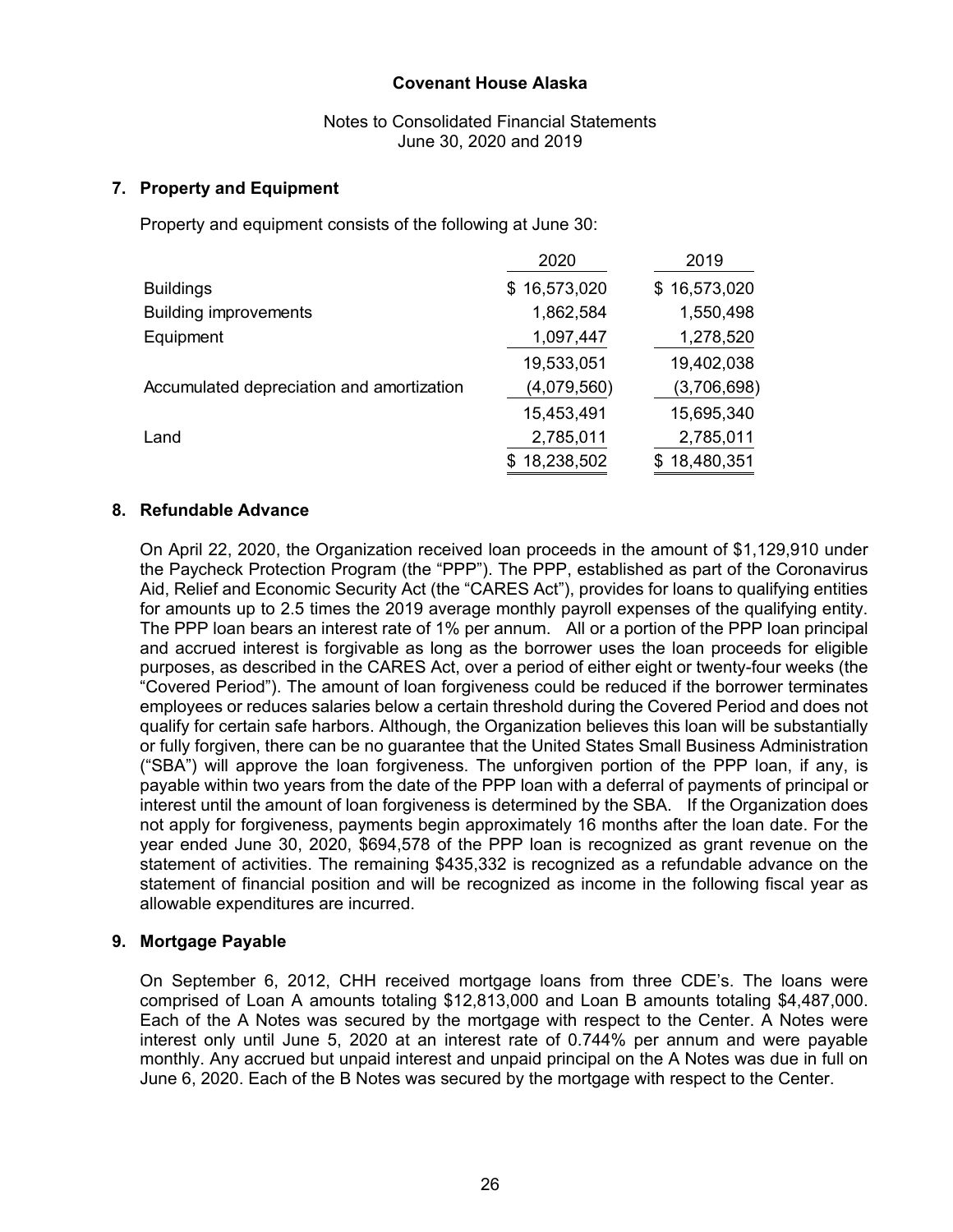**Covenant House Alaska**

Notes to Consolidated Financial Statements
June 30, 2020 and 2019

## 7. Property and Equipment

Property and equipment consists of the following at June 30:

| | 2020 | 2019 |
|---|---|---|
| Buildings | $ 16,573,020 | $ 16,573,020 |
| Building improvements | 1,862,584 | 1,550,498 |
| Equipment | 1,097,447 | 1,278,520 |
| | 19,533,051 | 19,402,038 |
| Accumulated depreciation and amortization | (4,079,560) | (3,706,698) |
| | 15,453,491 | 15,695,340 |
| Land | 2,785,011 | 2,785,011 |
| | $ 18,238,502 | $ 18,480,351 |

## 8. Refundable Advance

On April 22, 2020, the Organization received loan proceeds in the amount of $1,129,910 under the Paycheck Protection Program (the "PPP"). The PPP, established as part of the Coronavirus Aid, Relief and Economic Security Act (the "CARES Act"), provides for loans to qualifying entities for amounts up to 2.5 times the 2019 average monthly payroll expenses of the qualifying entity. The PPP loan bears an interest rate of 1% per annum. All or a portion of the PPP loan principal and accrued interest is forgivable as long as the borrower uses the loan proceeds for eligible purposes, as described in the CARES Act, over a period of either eight or twenty-four weeks (the "Covered Period"). The amount of loan forgiveness could be reduced if the borrower terminates employees or reduces salaries below a certain threshold during the Covered Period and does not qualify for certain safe harbors. Although, the Organization believes this loan will be substantially or fully forgiven, there can be no guarantee that the United States Small Business Administration ("SBA") will approve the loan forgiveness. The unforgiven portion of the PPP loan, if any, is payable within two years from the date of the PPP loan with a deferral of payments of principal or interest until the amount of loan forgiveness is determined by the SBA. If the Organization does not apply for forgiveness, payments begin approximately 16 months after the loan date. For the year ended June 30, 2020, $694,578 of the PPP loan is recognized as grant revenue on the statement of activities. The remaining $435,332 is recognized as a refundable advance on the statement of financial position and will be recognized as income in the following fiscal year as allowable expenditures are incurred.

## 9. Mortgage Payable

On September 6, 2012, CHH received mortgage loans from three CDE's. The loans were comprised of Loan A amounts totaling $12,813,000 and Loan B amounts totaling $4,487,000. Each of the A Notes was secured by the mortgage with respect to the Center. A Notes were interest only until June 5, 2020 at an interest rate of 0.744% per annum and were payable monthly. Any accrued but unpaid interest and unpaid principal on the A Notes was due in full on June 6, 2020. Each of the B Notes was secured by the mortgage with respect to the Center.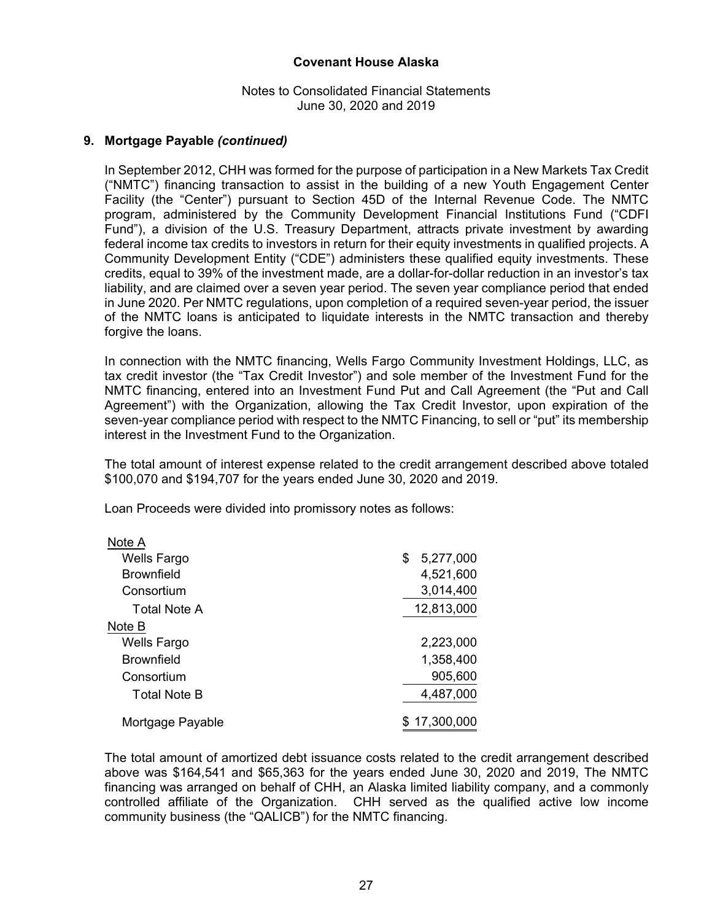**Covenant House Alaska**

Notes to Consolidated Financial Statements
June 30, 2020 and 2019

## 9. Mortgage Payable *(continued)*

In September 2012, CHH was formed for the purpose of participation in a New Markets Tax Credit ("NMTC") financing transaction to assist in the building of a new Youth Engagement Center Facility (the "Center") pursuant to Section 45D of the Internal Revenue Code. The NMTC program, administered by the Community Development Financial Institutions Fund ("CDFI Fund"), a division of the U.S. Treasury Department, attracts private investment by awarding federal income tax credits to investors in return for their equity investments in qualified projects. A Community Development Entity ("CDE") administers these qualified equity investments. These credits, equal to 39% of the investment made, are a dollar-for-dollar reduction in an investor's tax liability, and are claimed over a seven year period. The seven year compliance period that ended in June 2020. Per NMTC regulations, upon completion of a required seven-year period, the issuer of the NMTC loans is anticipated to liquidate interests in the NMTC transaction and thereby forgive the loans.

In connection with the NMTC financing, Wells Fargo Community Investment Holdings, LLC, as tax credit investor (the "Tax Credit Investor") and sole member of the Investment Fund for the NMTC financing, entered into an Investment Fund Put and Call Agreement (the "Put and Call Agreement") with the Organization, allowing the Tax Credit Investor, upon expiration of the seven-year compliance period with respect to the NMTC Financing, to sell or "put" its membership interest in the Investment Fund to the Organization.

The total amount of interest expense related to the credit arrangement described above totaled $100,070 and $194,707 for the years ended June 30, 2020 and 2019.

Loan Proceeds were divided into promissory notes as follows:

| | |
|---|---|
| Note A | |
| Wells Fargo | $ 5,277,000 |
| Brownfield | 4,521,600 |
| Consortium | 3,014,400 |
| Total Note A | 12,813,000 |
| Note B | |
| Wells Fargo | 2,223,000 |
| Brownfield | 1,358,400 |
| Consortium | 905,600 |
| Total Note B | 4,487,000 |
| Mortgage Payable | $ 17,300,000 |

The total amount of amortized debt issuance costs related to the credit arrangement described above was $164,541 and $65,363 for the years ended June 30, 2020 and 2019, The NMTC financing was arranged on behalf of CHH, an Alaska limited liability company, and a commonly controlled affiliate of the Organization. CHH served as the qualified active low income community business (the "QALICB") for the NMTC financing.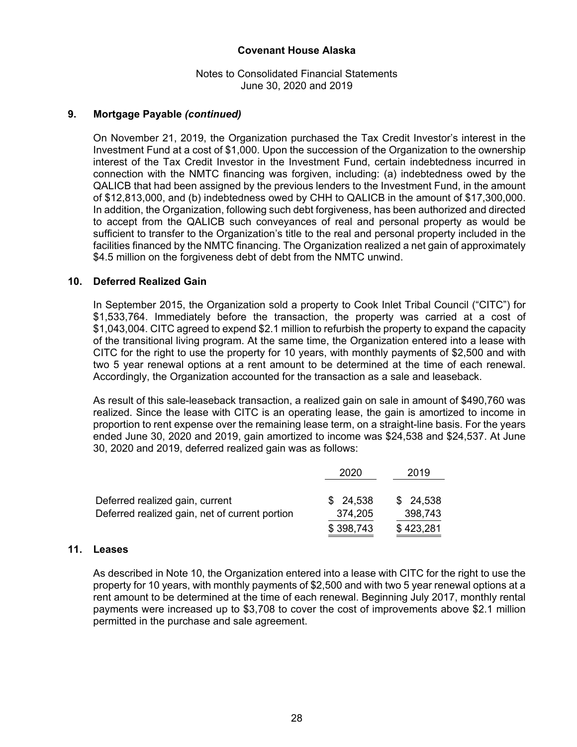## 9. Mortgage Payable *(continued)*

On November 21, 2019, the Organization purchased the Tax Credit Investor's interest in the Investment Fund at a cost of $1,000. Upon the succession of the Organization to the ownership interest of the Tax Credit Investor in the Investment Fund, certain indebtedness incurred in connection with the NMTC financing was forgiven, including: (a) indebtedness owed by the QALICB that had been assigned by the previous lenders to the Investment Fund, in the amount of $12,813,000, and (b) indebtedness owed by CHH to QALICB in the amount of $17,300,000. In addition, the Organization, following such debt forgiveness, has been authorized and directed to accept from the QALICB such conveyances of real and personal property as would be sufficient to transfer to the Organization's title to the real and personal property included in the facilities financed by the NMTC financing. The Organization realized a net gain of approximately $4.5 million on the forgiveness debt of debt from the NMTC unwind.

## 10. Deferred Realized Gain

In September 2015, the Organization sold a property to Cook Inlet Tribal Council ("CITC") for $1,533,764. Immediately before the transaction, the property was carried at a cost of $1,043,004. CITC agreed to expend $2.1 million to refurbish the property to expand the capacity of the transitional living program. At the same time, the Organization entered into a lease with CITC for the right to use the property for 10 years, with monthly payments of $2,500 and with two 5 year renewal options at a rent amount to be determined at the time of each renewal. Accordingly, the Organization accounted for the transaction as a sale and leaseback.

As result of this sale-leaseback transaction, a realized gain on sale in amount of $490,760 was realized. Since the lease with CITC is an operating lease, the gain is amortized to income in proportion to rent expense over the remaining lease term, on a straight-line basis. For the years ended June 30, 2020 and 2019, gain amortized to income was $24,538 and $24,537. At June 30, 2020 and 2019, deferred realized gain was as follows:

| | 2020 | 2019 |
|---|---|---|
| Deferred realized gain, current | $ 24,538 | $ 24,538 |
| Deferred realized gain, net of current portion | 374,205 | 398,743 |
| | $ 398,743 | $ 423,281 |

## 11. Leases

As described in Note 10, the Organization entered into a lease with CITC for the right to use the property for 10 years, with monthly payments of $2,500 and with two 5 year renewal options at a rent amount to be determined at the time of each renewal. Beginning July 2017, monthly rental payments were increased up to $3,708 to cover the cost of improvements above $2.1 million permitted in the purchase and sale agreement.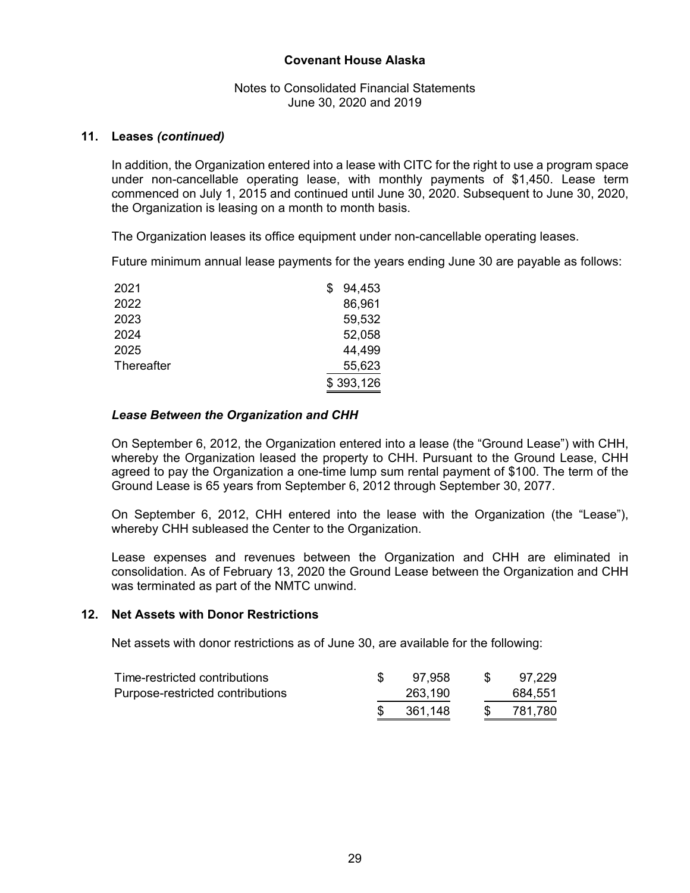Covenant House Alaska

Notes to Consolidated Financial Statements
June 30, 2020 and 2019

## 11. Leases *(continued)*

In addition, the Organization entered into a lease with CITC for the right to use a program space under non-cancellable operating lease, with monthly payments of $1,450. Lease term commenced on July 1, 2015 and continued until June 30, 2020. Subsequent to June 30, 2020, the Organization is leasing on a month to month basis.

The Organization leases its office equipment under non-cancellable operating leases.

Future minimum annual lease payments for the years ending June 30 are payable as follows:

| | |
|---|---|
| 2021 | $ 94,453 |
| 2022 | 86,961 |
| 2023 | 59,532 |
| 2024 | 52,058 |
| 2025 | 44,499 |
| Thereafter | 55,623 |
| | $ 393,126 |

### *Lease Between the Organization and CHH*

On September 6, 2012, the Organization entered into a lease (the "Ground Lease") with CHH, whereby the Organization leased the property to CHH. Pursuant to the Ground Lease, CHH agreed to pay the Organization a one-time lump sum rental payment of $100. The term of the Ground Lease is 65 years from September 6, 2012 through September 30, 2077.

On September 6, 2012, CHH entered into the lease with the Organization (the "Lease"), whereby CHH subleased the Center to the Organization.

Lease expenses and revenues between the Organization and CHH are eliminated in consolidation. As of February 13, 2020 the Ground Lease between the Organization and CHH was terminated as part of the NMTC unwind.

## 12. Net Assets with Donor Restrictions

Net assets with donor restrictions as of June 30, are available for the following:

| | | |
|---|---|---|
| Time-restricted contributions | $ 97,958 | $ 97,229 |
| Purpose-restricted contributions | 263,190 | 684,551 |
| | $ 361,148 | $ 781,780 |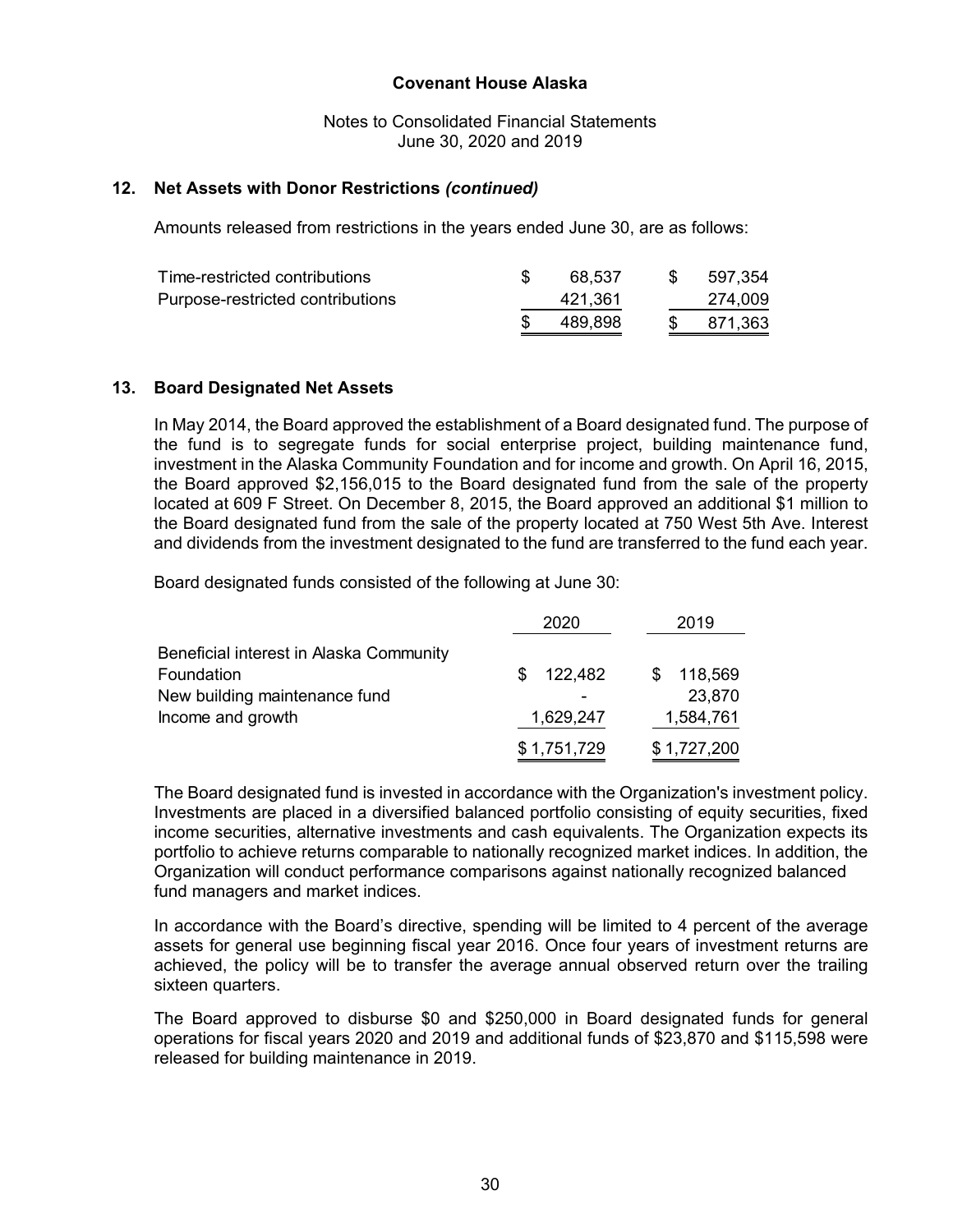## 12. Net Assets with Donor Restrictions *(continued)*

Amounts released from restrictions in the years ended June 30, are as follows:

| | | |
|---|---|---|
| Time-restricted contributions | $ 68,537 | $ 597,354 |
| Purpose-restricted contributions | 421,361 | 274,009 |
| | $ 489,898 | $ 871,363 |

## 13. Board Designated Net Assets

In May 2014, the Board approved the establishment of a Board designated fund. The purpose of the fund is to segregate funds for social enterprise project, building maintenance fund, investment in the Alaska Community Foundation and for income and growth. On April 16, 2015, the Board approved $2,156,015 to the Board designated fund from the sale of the property located at 609 F Street. On December 8, 2015, the Board approved an additional $1 million to the Board designated fund from the sale of the property located at 750 West 5th Ave. Interest and dividends from the investment designated to the fund are transferred to the fund each year.

Board designated funds consisted of the following at June 30:

| | 2020 | 2019 |
|---|---|---|
| Beneficial interest in Alaska Community Foundation | $ 122,482 | $ 118,569 |
| New building maintenance fund | - | 23,870 |
| Income and growth | 1,629,247 | 1,584,761 |
| | $ 1,751,729 | $ 1,727,200 |

The Board designated fund is invested in accordance with the Organization's investment policy. Investments are placed in a diversified balanced portfolio consisting of equity securities, fixed income securities, alternative investments and cash equivalents. The Organization expects its portfolio to achieve returns comparable to nationally recognized market indices. In addition, the Organization will conduct performance comparisons against nationally recognized balanced fund managers and market indices.

In accordance with the Board's directive, spending will be limited to 4 percent of the average assets for general use beginning fiscal year 2016. Once four years of investment returns are achieved, the policy will be to transfer the average annual observed return over the trailing sixteen quarters.

The Board approved to disburse $0 and $250,000 in Board designated funds for general operations for fiscal years 2020 and 2019 and additional funds of $23,870 and $115,598 were released for building maintenance in 2019.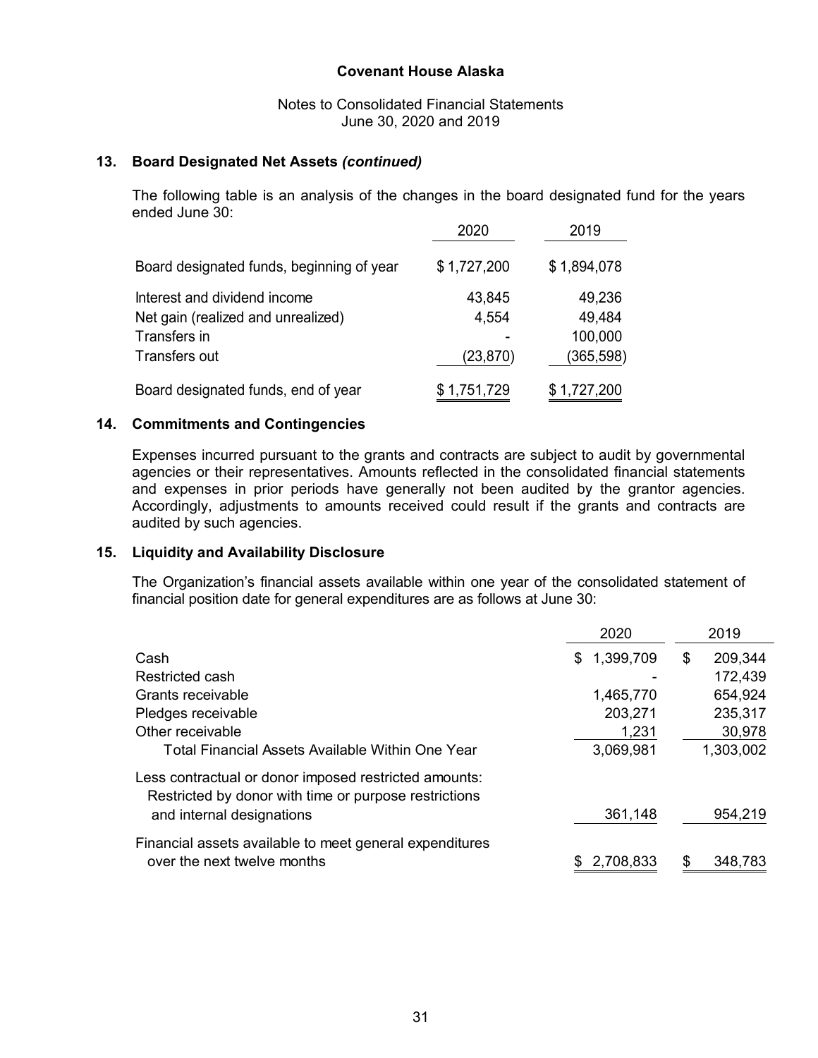**Covenant House Alaska**

Notes to Consolidated Financial Statements
June 30, 2020 and 2019

## 13. Board Designated Net Assets *(continued)*

The following table is an analysis of the changes in the board designated fund for the years ended June 30:

| | 2020 | 2019 |
|---|---|---|
| Board designated funds, beginning of year | $ 1,727,200 | $ 1,894,078 |
| Interest and dividend income | 43,845 | 49,236 |
| Net gain (realized and unrealized) | 4,554 | 49,484 |
| Transfers in | - | 100,000 |
| Transfers out | (23,870) | (365,598) |
| Board designated funds, end of year | $ 1,751,729 | $ 1,727,200 |

## 14. Commitments and Contingencies

Expenses incurred pursuant to the grants and contracts are subject to audit by governmental agencies or their representatives. Amounts reflected in the consolidated financial statements and expenses in prior periods have generally not been audited by the grantor agencies. Accordingly, adjustments to amounts received could result if the grants and contracts are audited by such agencies.

## 15. Liquidity and Availability Disclosure

The Organization's financial assets available within one year of the consolidated statement of financial position date for general expenditures are as follows at June 30:

| | 2020 | 2019 |
|---|---|---|
| Cash | $ 1,399,709 | $ 209,344 |
| Restricted cash | - | 172,439 |
| Grants receivable | 1,465,770 | 654,924 |
| Pledges receivable | 203,271 | 235,317 |
| Other receivable | 1,231 | 30,978 |
| Total Financial Assets Available Within One Year | 3,069,981 | 1,303,002 |
| Less contractual or donor imposed restricted amounts: Restricted by donor with time or purpose restrictions and internal designations | 361,148 | 954,219 |
| Financial assets available to meet general expenditures over the next twelve months | $ 2,708,833 | $ 348,783 |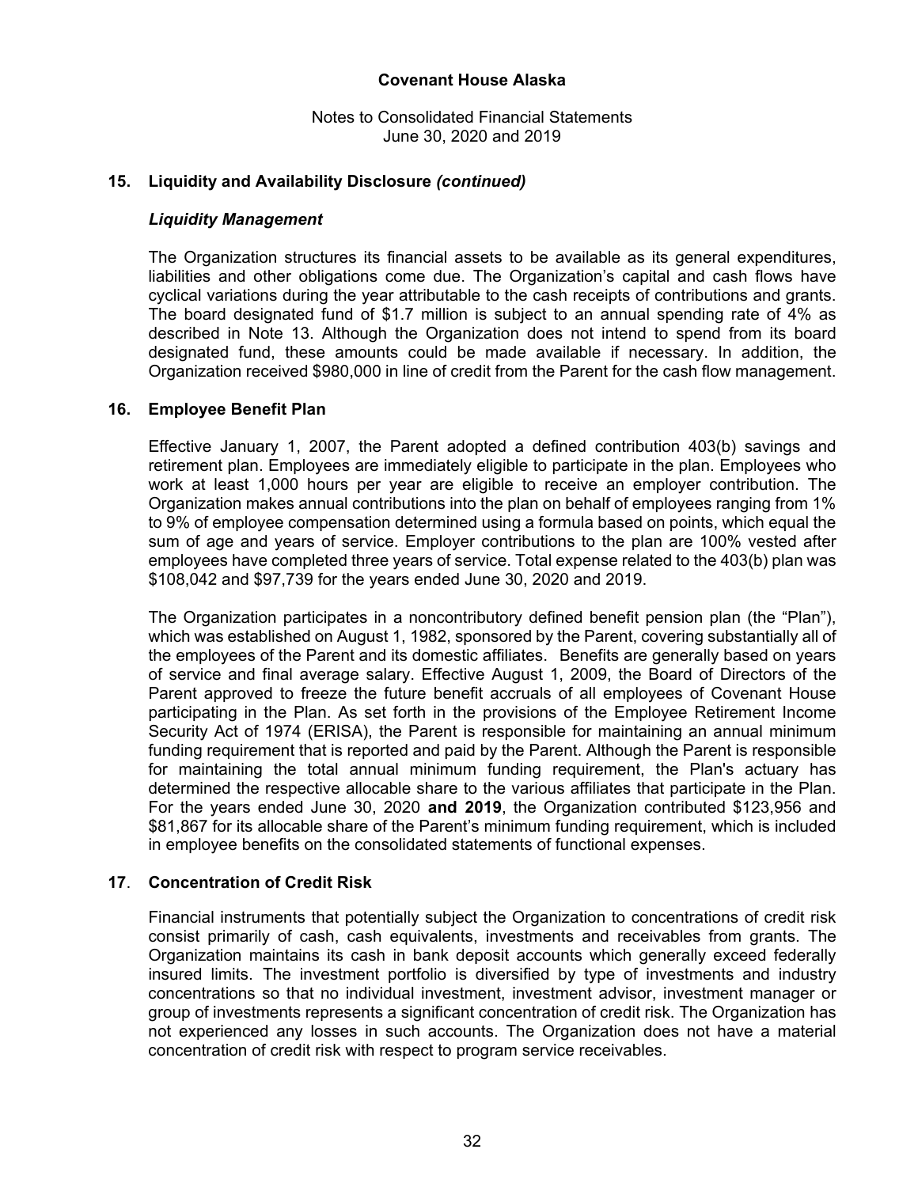## 15. Liquidity and Availability Disclosure *(continued)*

### *Liquidity Management*

The Organization structures its financial assets to be available as its general expenditures, liabilities and other obligations come due. The Organization's capital and cash flows have cyclical variations during the year attributable to the cash receipts of contributions and grants. The board designated fund of $1.7 million is subject to an annual spending rate of 4% as described in Note 13. Although the Organization does not intend to spend from its board designated fund, these amounts could be made available if necessary. In addition, the Organization received $980,000 in line of credit from the Parent for the cash flow management.

## 16. Employee Benefit Plan

Effective January 1, 2007, the Parent adopted a defined contribution 403(b) savings and retirement plan. Employees are immediately eligible to participate in the plan. Employees who work at least 1,000 hours per year are eligible to receive an employer contribution. The Organization makes annual contributions into the plan on behalf of employees ranging from 1% to 9% of employee compensation determined using a formula based on points, which equal the sum of age and years of service. Employer contributions to the plan are 100% vested after employees have completed three years of service. Total expense related to the 403(b) plan was $108,042 and $97,739 for the years ended June 30, 2020 and 2019.

The Organization participates in a noncontributory defined benefit pension plan (the "Plan"), which was established on August 1, 1982, sponsored by the Parent, covering substantially all of the employees of the Parent and its domestic affiliates. Benefits are generally based on years of service and final average salary. Effective August 1, 2009, the Board of Directors of the Parent approved to freeze the future benefit accruals of all employees of Covenant House participating in the Plan. As set forth in the provisions of the Employee Retirement Income Security Act of 1974 (ERISA), the Parent is responsible for maintaining an annual minimum funding requirement that is reported and paid by the Parent. Although the Parent is responsible for maintaining the total annual minimum funding requirement, the Plan's actuary has determined the respective allocable share to the various affiliates that participate in the Plan. For the years ended June 30, 2020 **and 2019**, the Organization contributed $123,956 and $81,867 for its allocable share of the Parent's minimum funding requirement, which is included in employee benefits on the consolidated statements of functional expenses.

## 17. Concentration of Credit Risk

Financial instruments that potentially subject the Organization to concentrations of credit risk consist primarily of cash, cash equivalents, investments and receivables from grants. The Organization maintains its cash in bank deposit accounts which generally exceed federally insured limits. The investment portfolio is diversified by type of investments and industry concentrations so that no individual investment, investment advisor, investment manager or group of investments represents a significant concentration of credit risk. The Organization has not experienced any losses in such accounts. The Organization does not have a material concentration of credit risk with respect to program service receivables.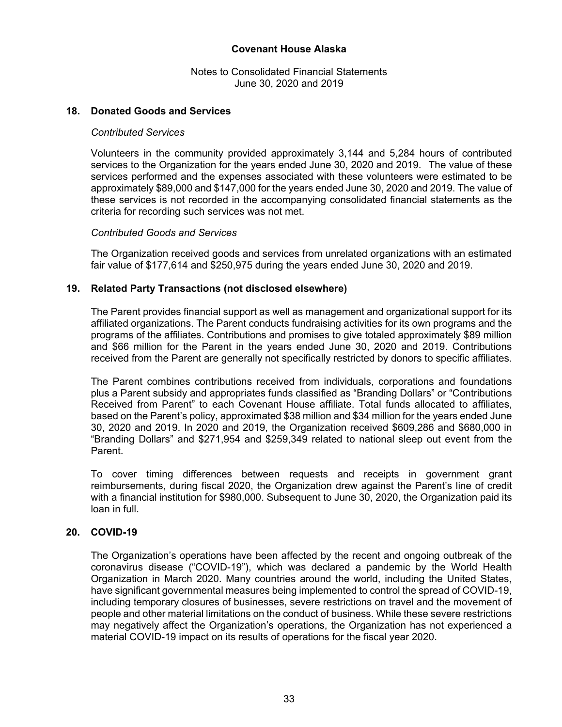## 18. Donated Goods and Services

*Contributed Services*

Volunteers in the community provided approximately 3,144 and 5,284 hours of contributed services to the Organization for the years ended June 30, 2020 and 2019. The value of these services performed and the expenses associated with these volunteers were estimated to be approximately $89,000 and $147,000 for the years ended June 30, 2020 and 2019. The value of these services is not recorded in the accompanying consolidated financial statements as the criteria for recording such services was not met.

*Contributed Goods and Services*

The Organization received goods and services from unrelated organizations with an estimated fair value of $177,614 and $250,975 during the years ended June 30, 2020 and 2019.

## 19. Related Party Transactions (not disclosed elsewhere)

The Parent provides financial support as well as management and organizational support for its affiliated organizations. The Parent conducts fundraising activities for its own programs and the programs of the affiliates. Contributions and promises to give totaled approximately $89 million and $66 million for the Parent in the years ended June 30, 2020 and 2019. Contributions received from the Parent are generally not specifically restricted by donors to specific affiliates.

The Parent combines contributions received from individuals, corporations and foundations plus a Parent subsidy and appropriates funds classified as "Branding Dollars" or "Contributions Received from Parent" to each Covenant House affiliate. Total funds allocated to affiliates, based on the Parent's policy, approximated $38 million and $34 million for the years ended June 30, 2020 and 2019. In 2020 and 2019, the Organization received $609,286 and $680,000 in "Branding Dollars" and $271,954 and $259,349 related to national sleep out event from the Parent.

To cover timing differences between requests and receipts in government grant reimbursements, during fiscal 2020, the Organization drew against the Parent's line of credit with a financial institution for $980,000. Subsequent to June 30, 2020, the Organization paid its loan in full.

## 20. COVID-19

The Organization's operations have been affected by the recent and ongoing outbreak of the coronavirus disease ("COVID-19"), which was declared a pandemic by the World Health Organization in March 2020. Many countries around the world, including the United States, have significant governmental measures being implemented to control the spread of COVID-19, including temporary closures of businesses, severe restrictions on travel and the movement of people and other material limitations on the conduct of business. While these severe restrictions may negatively affect the Organization's operations, the Organization has not experienced a material COVID-19 impact on its results of operations for the fiscal year 2020.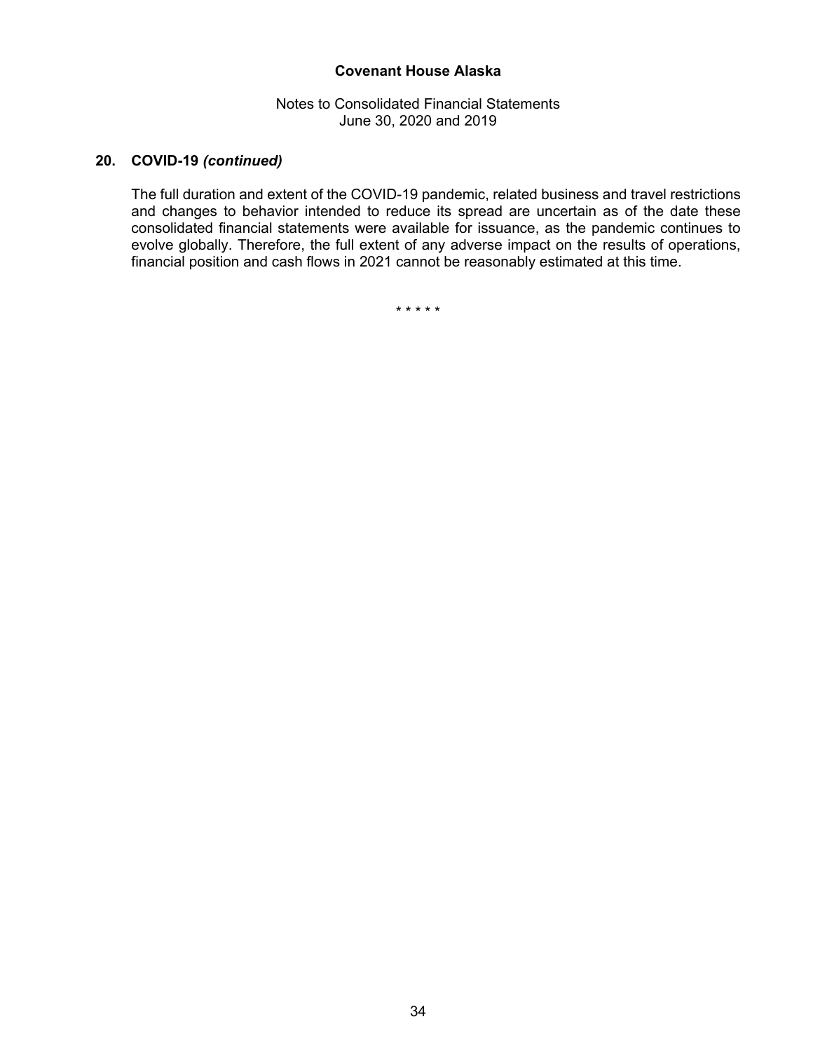## 20. COVID-19 *(continued)*

The full duration and extent of the COVID-19 pandemic, related business and travel restrictions and changes to behavior intended to reduce its spread are uncertain as of the date these consolidated financial statements were available for issuance, as the pandemic continues to evolve globally. Therefore, the full extent of any adverse impact on the results of operations, financial position and cash flows in 2021 cannot be reasonably estimated at this time.

\* \* \* \* \*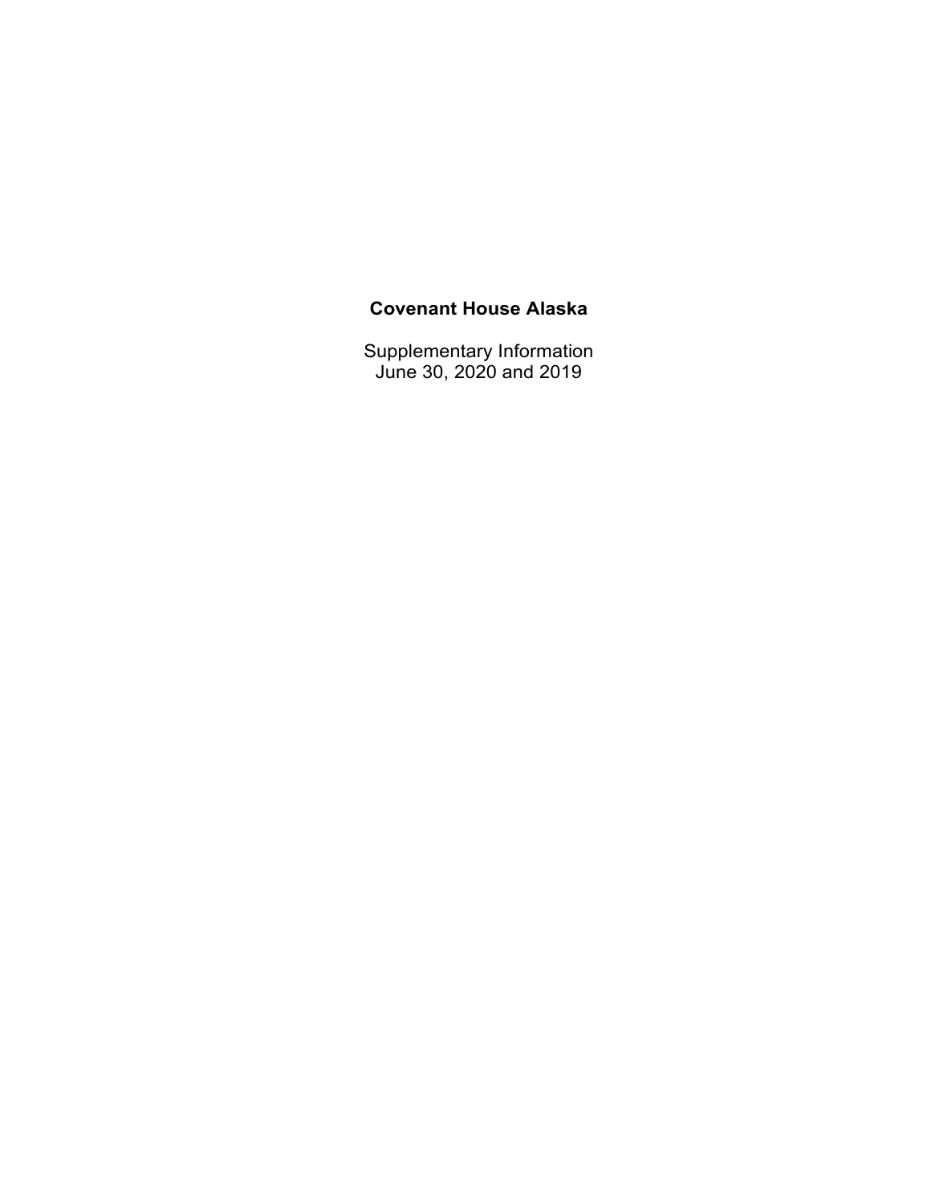**Covenant House Alaska**

Supplementary Information
June 30, 2020 and 2019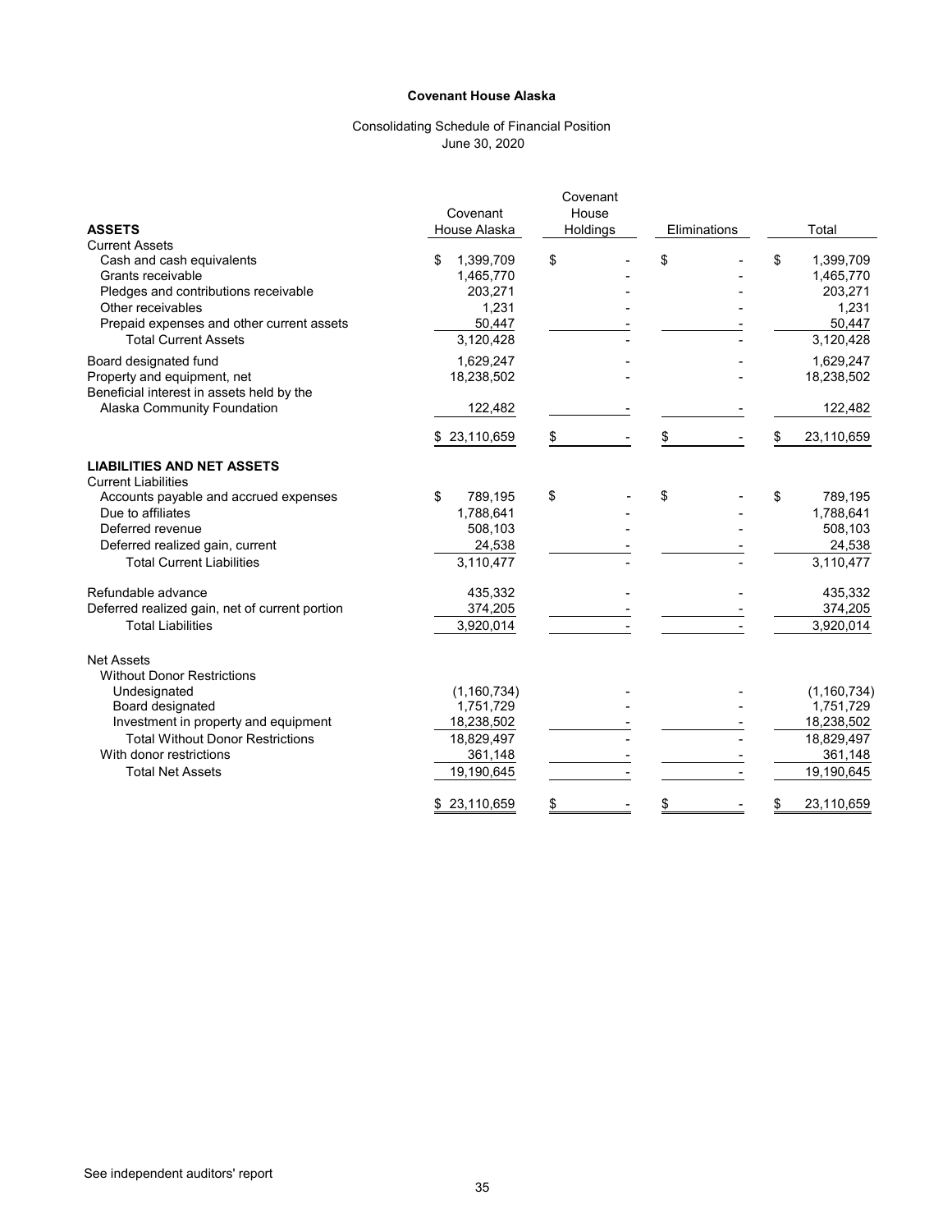**Covenant House Alaska**

Consolidating Schedule of Financial Position
June 30, 2020

| ASSETS | Covenant House Alaska | Covenant House Holdings | Eliminations | Total |
|---|---|---|---|---|
| Current Assets | | | | |
| Cash and cash equivalents | $ 1,399,709 | $ - | $ - | $ 1,399,709 |
| Grants receivable | 1,465,770 | - | - | 1,465,770 |
| Pledges and contributions receivable | 203,271 | - | - | 203,271 |
| Other receivables | 1,231 | - | - | 1,231 |
| Prepaid expenses and other current assets | 50,447 | - | - | 50,447 |
| Total Current Assets | 3,120,428 | - | - | 3,120,428 |
| Board designated fund | 1,629,247 | - | - | 1,629,247 |
| Property and equipment, net | 18,238,502 | - | - | 18,238,502 |
| Beneficial interest in assets held by the Alaska Community Foundation | 122,482 | - | - | 122,482 |
| | $ 23,110,659 | $ - | $ - | $ 23,110,659 |
| **LIABILITIES AND NET ASSETS** | | | | |
| Current Liabilities | | | | |
| Accounts payable and accrued expenses | $ 789,195 | $ - | $ - | $ 789,195 |
| Due to affiliates | 1,788,641 | - | - | 1,788,641 |
| Deferred revenue | 508,103 | - | - | 508,103 |
| Deferred realized gain, current | 24,538 | - | - | 24,538 |
| Total Current Liabilities | 3,110,477 | - | - | 3,110,477 |
| Refundable advance | 435,332 | - | - | 435,332 |
| Deferred realized gain, net of current portion | 374,205 | - | - | 374,205 |
| Total Liabilities | 3,920,014 | - | - | 3,920,014 |
| Net Assets | | | | |
| Without Donor Restrictions | | | | |
| Undesignated | (1,160,734) | - | - | (1,160,734) |
| Board designated | 1,751,729 | - | - | 1,751,729 |
| Investment in property and equipment | 18,238,502 | - | - | 18,238,502 |
| Total Without Donor Restrictions | 18,829,497 | - | - | 18,829,497 |
| With donor restrictions | 361,148 | - | - | 361,148 |
| Total Net Assets | 19,190,645 | - | - | 19,190,645 |
| | $ 23,110,659 | $ - | $ - | $ 23,110,659 |

See independent auditors' report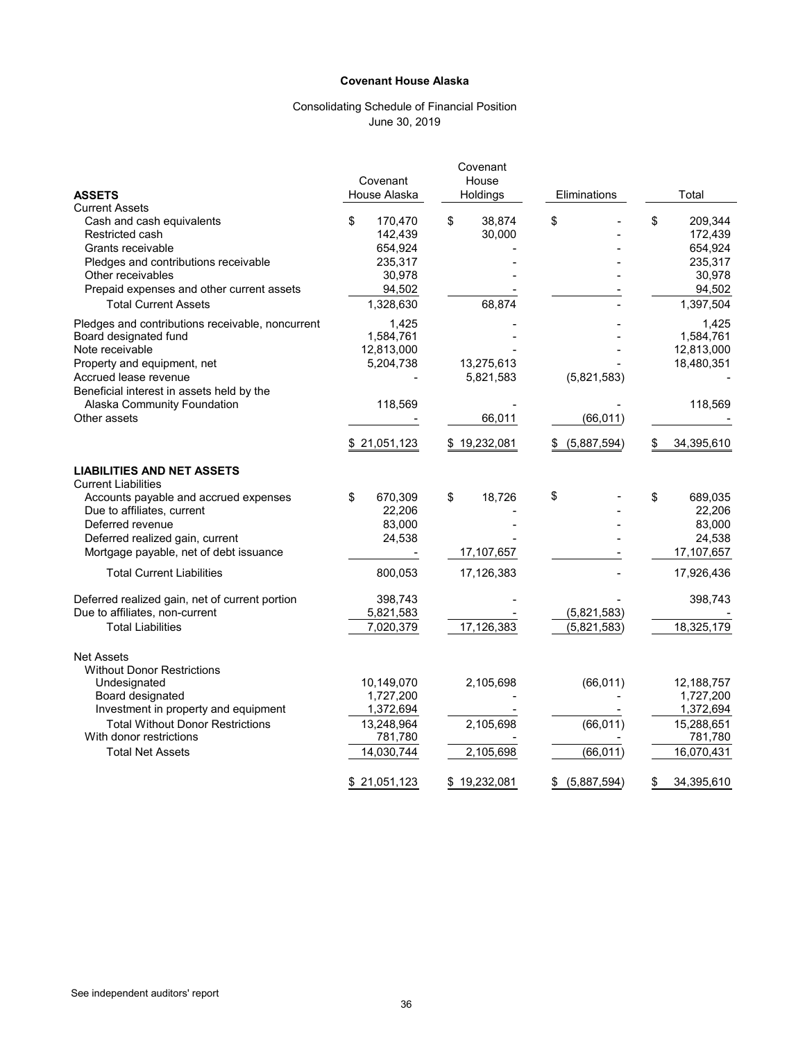**Covenant House Alaska**

Consolidating Schedule of Financial Position
June 30, 2019

| ASSETS | Covenant House Alaska | Covenant House Holdings | Eliminations | Total |
|---|---|---|---|---|
| Current Assets | | | | |
| Cash and cash equivalents | $ 170,470 | $ 38,874 | $ - | $ 209,344 |
| Restricted cash | 142,439 | 30,000 | - | 172,439 |
| Grants receivable | 654,924 | - | - | 654,924 |
| Pledges and contributions receivable | 235,317 | - | - | 235,317 |
| Other receivables | 30,978 | - | - | 30,978 |
| Prepaid expenses and other current assets | 94,502 | - | - | 94,502 |
| Total Current Assets | 1,328,630 | 68,874 | - | 1,397,504 |
| Pledges and contributions receivable, noncurrent | 1,425 | - | - | 1,425 |
| Board designated fund | 1,584,761 | - | - | 1,584,761 |
| Note receivable | 12,813,000 | - | - | 12,813,000 |
| Property and equipment, net | 5,204,738 | 13,275,613 | - | 18,480,351 |
| Accrued lease revenue | - | 5,821,583 | (5,821,583) | - |
| Beneficial interest in assets held by the Alaska Community Foundation | 118,569 | - | - | 118,569 |
| Other assets | - | 66,011 | (66,011) | - |
| | $ 21,051,123 | $ 19,232,081 | $ (5,887,594) | $ 34,395,610 |
| **LIABILITIES AND NET ASSETS** | | | | |
| Current Liabilities | | | | |
| Accounts payable and accrued expenses | $ 670,309 | $ 18,726 | $ - | $ 689,035 |
| Due to affiliates, current | 22,206 | - | - | 22,206 |
| Deferred revenue | 83,000 | - | - | 83,000 |
| Deferred realized gain, current | 24,538 | - | - | 24,538 |
| Mortgage payable, net of debt issuance | - | 17,107,657 | - | 17,107,657 |
| Total Current Liabilities | 800,053 | 17,126,383 | - | 17,926,436 |
| Deferred realized gain, net of current portion | 398,743 | - | - | 398,743 |
| Due to affiliates, non-current | 5,821,583 | - | (5,821,583) | - |
| Total Liabilities | 7,020,379 | 17,126,383 | (5,821,583) | 18,325,179 |
| Net Assets | | | | |
| Without Donor Restrictions | | | | |
| Undesignated | 10,149,070 | 2,105,698 | (66,011) | 12,188,757 |
| Board designated | 1,727,200 | - | - | 1,727,200 |
| Investment in property and equipment | 1,372,694 | - | - | 1,372,694 |
| Total Without Donor Restrictions | 13,248,964 | 2,105,698 | (66,011) | 15,288,651 |
| With donor restrictions | 781,780 | - | - | 781,780 |
| Total Net Assets | 14,030,744 | 2,105,698 | (66,011) | 16,070,431 |
| | $ 21,051,123 | $ 19,232,081 | $ (5,887,594) | $ 34,395,610 |

See independent auditors' report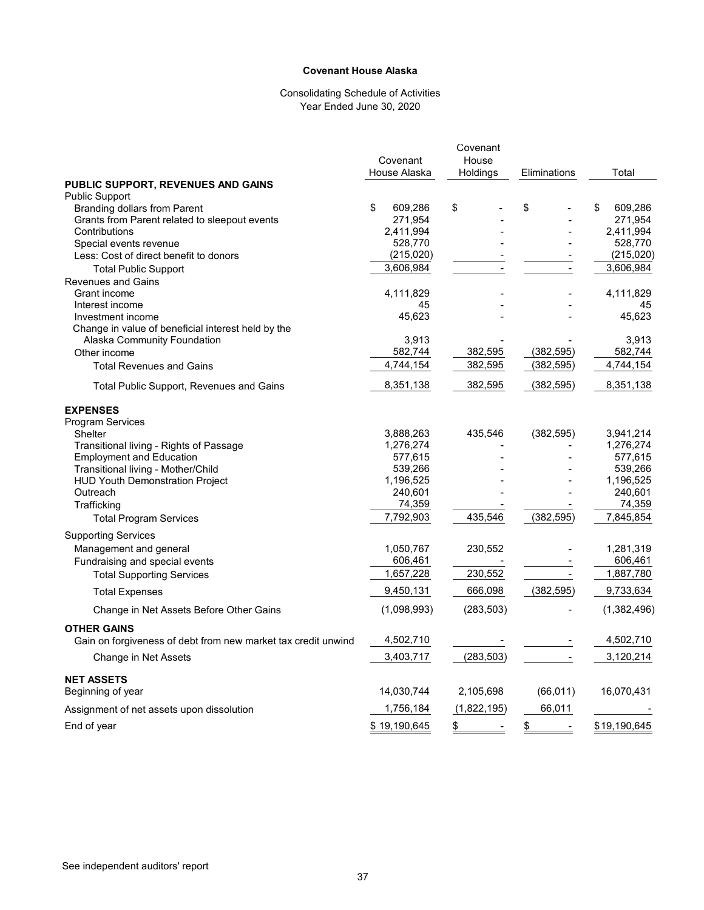**Covenant House Alaska**

Consolidating Schedule of Activities
Year Ended June 30, 2020

| | Covenant House Alaska | Covenant House Holdings | Eliminations | Total |
|---|---|---|---|---|
| **PUBLIC SUPPORT, REVENUES AND GAINS** | | | | |
| Public Support | | | | |
| Branding dollars from Parent | $ 609,286 | $ - | $ - | $ 609,286 |
| Grants from Parent related to sleepout events | 271,954 | - | - | 271,954 |
| Contributions | 2,411,994 | - | - | 2,411,994 |
| Special events revenue | 528,770 | - | - | 528,770 |
| Less: Cost of direct benefit to donors | (215,020) | - | - | (215,020) |
| Total Public Support | 3,606,984 | - | - | 3,606,984 |
| Revenues and Gains | | | | |
| Grant income | 4,111,829 | - | - | 4,111,829 |
| Interest income | 45 | - | - | 45 |
| Investment income | 45,623 | - | - | 45,623 |
| Change in value of beneficial interest held by the Alaska Community Foundation | 3,913 | - | - | 3,913 |
| Other income | 582,744 | 382,595 | (382,595) | 582,744 |
| Total Revenues and Gains | 4,744,154 | 382,595 | (382,595) | 4,744,154 |
| Total Public Support, Revenues and Gains | 8,351,138 | 382,595 | (382,595) | 8,351,138 |
| **EXPENSES** | | | | |
| Program Services | | | | |
| Shelter | 3,888,263 | 435,546 | (382,595) | 3,941,214 |
| Transitional living - Rights of Passage | 1,276,274 | - | - | 1,276,274 |
| Employment and Education | 577,615 | - | - | 577,615 |
| Transitional living - Mother/Child | 539,266 | - | - | 539,266 |
| HUD Youth Demonstration Project | 1,196,525 | - | - | 1,196,525 |
| Outreach | 240,601 | - | - | 240,601 |
| Trafficking | 74,359 | - | - | 74,359 |
| Total Program Services | 7,792,903 | 435,546 | (382,595) | 7,845,854 |
| Supporting Services | | | | |
| Management and general | 1,050,767 | 230,552 | - | 1,281,319 |
| Fundraising and special events | 606,461 | - | - | 606,461 |
| Total Supporting Services | 1,657,228 | 230,552 | - | 1,887,780 |
| Total Expenses | 9,450,131 | 666,098 | (382,595) | 9,733,634 |
| Change in Net Assets Before Other Gains | (1,098,993) | (283,503) | - | (1,382,496) |
| **OTHER GAINS** | | | | |
| Gain on forgiveness of debt from new market tax credit unwind | 4,502,710 | - | - | 4,502,710 |
| Change in Net Assets | 3,403,717 | (283,503) | - | 3,120,214 |
| **NET ASSETS** | | | | |
| Beginning of year | 14,030,744 | 2,105,698 | (66,011) | 16,070,431 |
| Assignment of net assets upon dissolution | 1,756,184 | (1,822,195) | 66,011 | - |
| End of year | $ 19,190,645 | $ - | $ - | $ 19,190,645 |

See independent auditors' report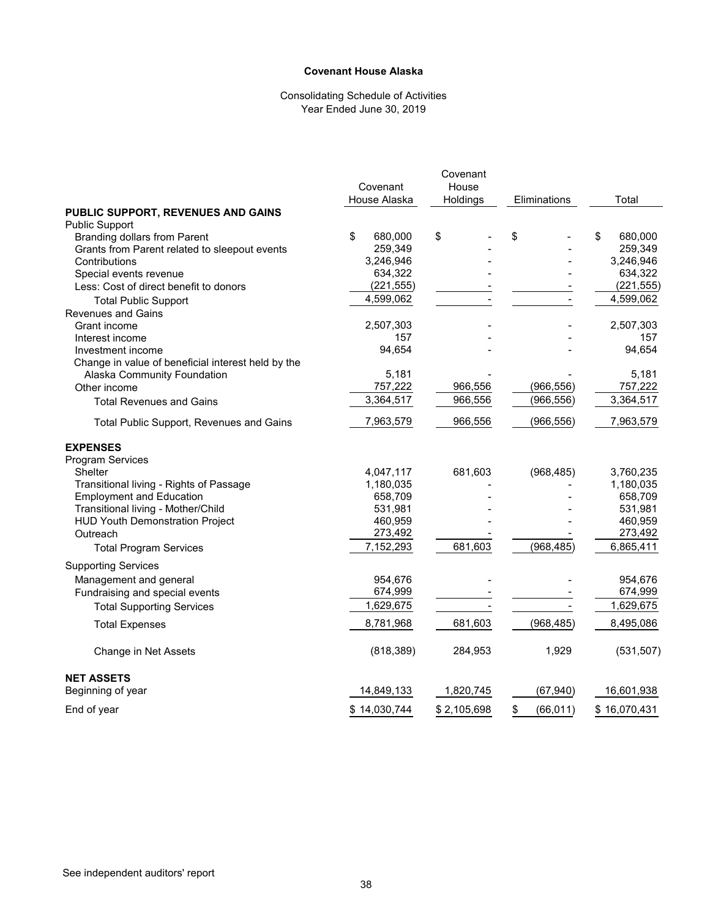**Covenant House Alaska**

Consolidating Schedule of Activities
Year Ended June 30, 2019

| | Covenant House Alaska | Covenant House Holdings | Eliminations | Total |
|---|---|---|---|---|
| **PUBLIC SUPPORT, REVENUES AND GAINS** | | | | |
| Public Support | | | | |
| Branding dollars from Parent | $ 680,000 | $ - | $ - | $ 680,000 |
| Grants from Parent related to sleepout events | 259,349 | - | - | 259,349 |
| Contributions | 3,246,946 | - | - | 3,246,946 |
| Special events revenue | 634,322 | - | - | 634,322 |
| Less: Cost of direct benefit to donors | (221,555) | - | - | (221,555) |
| Total Public Support | 4,599,062 | - | - | 4,599,062 |
| Revenues and Gains | | | | |
| Grant income | 2,507,303 | - | - | 2,507,303 |
| Interest income | 157 | - | - | 157 |
| Investment income | 94,654 | - | - | 94,654 |
| Change in value of beneficial interest held by the Alaska Community Foundation | 5,181 | - | - | 5,181 |
| Other income | 757,222 | 966,556 | (966,556) | 757,222 |
| Total Revenues and Gains | 3,364,517 | 966,556 | (966,556) | 3,364,517 |
| Total Public Support, Revenues and Gains | 7,963,579 | 966,556 | (966,556) | 7,963,579 |
| **EXPENSES** | | | | |
| Program Services | | | | |
| Shelter | 4,047,117 | 681,603 | (968,485) | 3,760,235 |
| Transitional living - Rights of Passage | 1,180,035 | - | - | 1,180,035 |
| Employment and Education | 658,709 | - | - | 658,709 |
| Transitional living - Mother/Child | 531,981 | - | - | 531,981 |
| HUD Youth Demonstration Project | 460,959 | - | - | 460,959 |
| Outreach | 273,492 | - | - | 273,492 |
| Total Program Services | 7,152,293 | 681,603 | (968,485) | 6,865,411 |
| Supporting Services | | | | |
| Management and general | 954,676 | - | - | 954,676 |
| Fundraising and special events | 674,999 | - | - | 674,999 |
| Total Supporting Services | 1,629,675 | - | - | 1,629,675 |
| Total Expenses | 8,781,968 | 681,603 | (968,485) | 8,495,086 |
| Change in Net Assets | (818,389) | 284,953 | 1,929 | (531,507) |
| **NET ASSETS** | | | | |
| Beginning of year | 14,849,133 | 1,820,745 | (67,940) | 16,601,938 |
| End of year | $ 14,030,744 | $ 2,105,698 | $ (66,011) | $ 16,070,431 |

See independent auditors' report